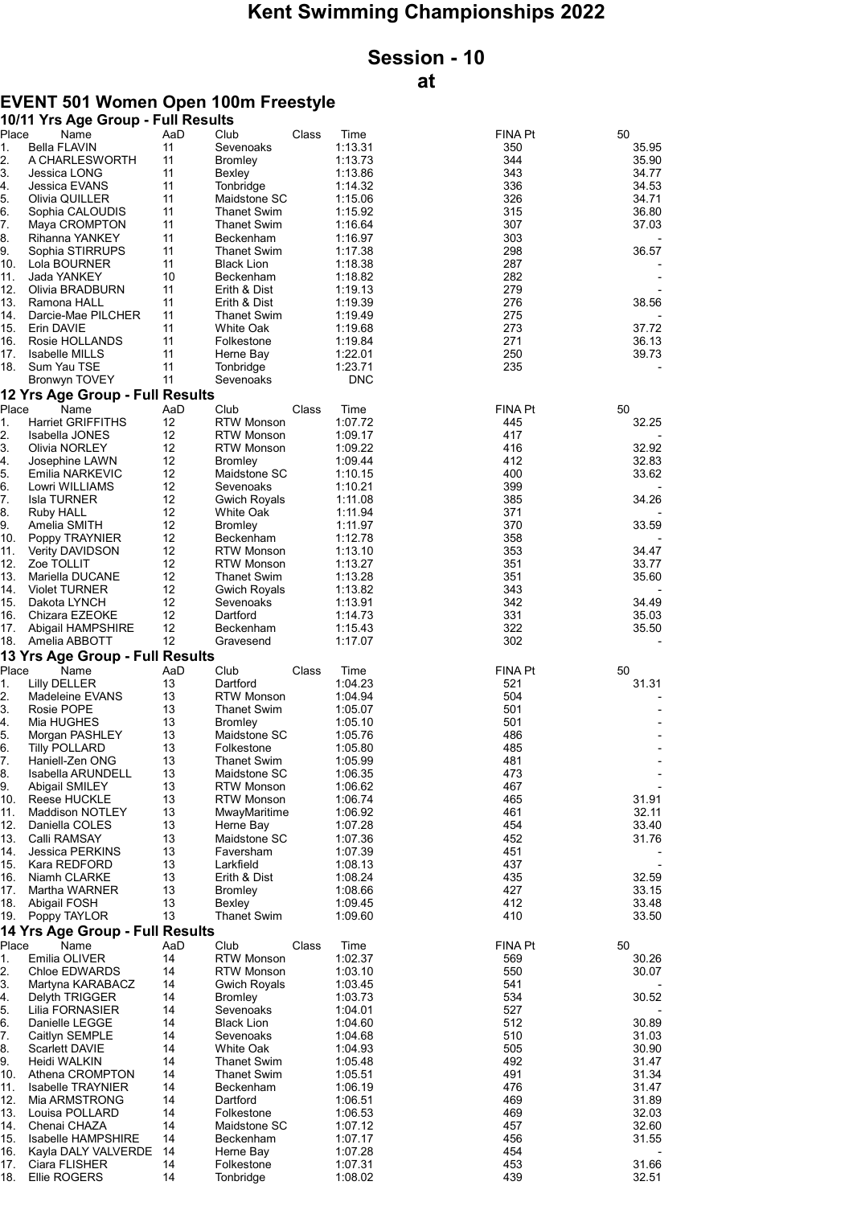# Kent Swimming Championships 2022

## Session - 10

## at

### EVENT 501 Women Open 100m Freestyle

#### 10/11 Yrs Age Group - Full Results

| Place | Name | AaD | Club | Class | Time | FINA Pt | 50 |
|---|---|---|---|---|---|---|---|
| 1. | Bella FLAVIN | 11 | Sevenoaks | | 1:13.31 | 350 | 35.95 |
| 2. | A CHARLESWORTH | 11 | Bromley | | 1:13.73 | 344 | 35.90 |
| 3. | Jessica LONG | 11 | Bexley | | 1:13.86 | 343 | 34.77 |
| 4. | Jessica EVANS | 11 | Tonbridge | | 1:14.32 | 336 | 34.53 |
| 5. | Olivia QUILLER | 11 | Maidstone SC | | 1:15.06 | 326 | 34.71 |
| 6. | Sophia CALOUDIS | 11 | Thanet Swim | | 1:15.92 | 315 | 36.80 |
| 7. | Maya CROMPTON | 11 | Thanet Swim | | 1:16.64 | 307 | 37.03 |
| 8. | Rihanna YANKEY | 11 | Beckenham | | 1:16.97 | 303 | - |
| 9. | Sophia STIRRUPS | 11 | Thanet Swim | | 1:17.38 | 298 | 36.57 |
| 10. | Lola BOURNER | 11 | Black Lion | | 1:18.38 | 287 | - |
| 11. | Jada YANKEY | 10 | Beckenham | | 1:18.82 | 282 | - |
| 12. | Olivia BRADBURN | 11 | Erith & Dist | | 1:19.13 | 279 | - |
| 13. | Ramona HALL | 11 | Erith & Dist | | 1:19.39 | 276 | 38.56 |
| 14. | Darcie-Mae PILCHER | 11 | Thanet Swim | | 1:19.49 | 275 | - |
| 15. | Erin DAVIE | 11 | White Oak | | 1:19.68 | 273 | 37.72 |
| 16. | Rosie HOLLANDS | 11 | Folkestone | | 1:19.84 | 271 | 36.13 |
| 17. | Isabelle MILLS | 11 | Herne Bay | | 1:22.01 | 250 | 39.73 |
| 18. | Sum Yau TSE | 11 | Tonbridge | | 1:23.71 | 235 | - |
| | Bronwyn TOVEY | 11 | Sevenoaks | | DNC | | |

#### 12 Yrs Age Group - Full Results

| Place | Name | AaD | Club | Class | Time | FINA Pt | 50 |
|---|---|---|---|---|---|---|---|
| 1. | Harriet GRIFFITHS | 12 | RTW Monson | | 1:07.72 | 445 | 32.25 |
| 2. | Isabella JONES | 12 | RTW Monson | | 1:09.17 | 417 | - |
| 3. | Olivia NORLEY | 12 | RTW Monson | | 1:09.22 | 416 | 32.92 |
| 4. | Josephine LAWN | 12 | Bromley | | 1:09.44 | 412 | 32.83 |
| 5. | Emilia NARKEVIC | 12 | Maidstone SC | | 1:10.15 | 400 | 33.62 |
| 6. | Lowri WILLIAMS | 12 | Sevenoaks | | 1:10.21 | 399 | - |
| 7. | Isla TURNER | 12 | Gwich Royals | | 1:11.08 | 385 | 34.26 |
| 8. | Ruby HALL | 12 | White Oak | | 1:11.94 | 371 | - |
| 9. | Amelia SMITH | 12 | Bromley | | 1:11.97 | 370 | 33.59 |
| 10. | Poppy TRAYNIER | 12 | Beckenham | | 1:12.78 | 358 | - |
| 11. | Verity DAVIDSON | 12 | RTW Monson | | 1:13.10 | 353 | 34.47 |
| 12. | Zoe TOLLIT | 12 | RTW Monson | | 1:13.27 | 351 | 33.77 |
| 13. | Mariella DUCANE | 12 | Thanet Swim | | 1:13.28 | 351 | 35.60 |
| 14. | Violet TURNER | 12 | Gwich Royals | | 1:13.82 | 343 | - |
| 15. | Dakota LYNCH | 12 | Sevenoaks | | 1:13.91 | 342 | 34.49 |
| 16. | Chizara EZEOKE | 12 | Dartford | | 1:14.73 | 331 | 35.03 |
| 17. | Abigail HAMPSHIRE | 12 | Beckenham | | 1:15.43 | 322 | 35.50 |
| 18. | Amelia ABBOTT | 12 | Gravesend | | 1:17.07 | 302 | - |

#### 13 Yrs Age Group - Full Results

| Place | Name | AaD | Club | Class | Time | FINA Pt | 50 |
|---|---|---|---|---|---|---|---|
| 1. | Lilly DELLER | 13 | Dartford | | 1:04.23 | 521 | 31.31 |
| 2. | Madeleine EVANS | 13 | RTW Monson | | 1:04.94 | 504 | - |
| 3. | Rosie POPE | 13 | Thanet Swim | | 1:05.07 | 501 | - |
| 4. | Mia HUGHES | 13 | Bromley | | 1:05.10 | 501 | - |
| 5. | Morgan PASHLEY | 13 | Maidstone SC | | 1:05.76 | 486 | - |
| 6. | Tilly POLLARD | 13 | Folkestone | | 1:05.80 | 485 | - |
| 7. | Haniell-Zen ONG | 13 | Thanet Swim | | 1:05.99 | 481 | - |
| 8. | Isabella ARUNDELL | 13 | Maidstone SC | | 1:06.35 | 473 | - |
| 9. | Abigail SMILEY | 13 | RTW Monson | | 1:06.62 | 467 | - |
| 10. | Reese HUCKLE | 13 | RTW Monson | | 1:06.74 | 465 | 31.91 |
| 11. | Maddison NOTLEY | 13 | MwayMaritime | | 1:06.92 | 461 | 32.11 |
| 12. | Daniella COLES | 13 | Herne Bay | | 1:07.28 | 454 | 33.40 |
| 13. | Calli RAMSAY | 13 | Maidstone SC | | 1:07.36 | 452 | 31.76 |
| 14. | Jessica PERKINS | 13 | Faversham | | 1:07.39 | 451 | - |
| 15. | Kara REDFORD | 13 | Larkfield | | 1:08.13 | 437 | - |
| 16. | Niamh CLARKE | 13 | Erith & Dist | | 1:08.24 | 435 | 32.59 |
| 17. | Martha WARNER | 13 | Bromley | | 1:08.66 | 427 | 33.15 |
| 18. | Abigail FOSH | 13 | Bexley | | 1:09.45 | 412 | 33.48 |
| 19. | Poppy TAYLOR | 13 | Thanet Swim | | 1:09.60 | 410 | 33.50 |

#### 14 Yrs Age Group - Full Results

| Place | Name | AaD | Club | Class | Time | FINA Pt | 50 |
|---|---|---|---|---|---|---|---|
| 1. | Emilia OLIVER | 14 | RTW Monson | | 1:02.37 | 569 | 30.26 |
| 2. | Chloe EDWARDS | 14 | RTW Monson | | 1:03.10 | 550 | 30.07 |
| 3. | Martyna KARABACZ | 14 | Gwich Royals | | 1:03.45 | 541 | - |
| 4. | Delyth TRIGGER | 14 | Bromley | | 1:03.73 | 534 | 30.52 |
| 5. | Lilia FORNASIER | 14 | Sevenoaks | | 1:04.01 | 527 | - |
| 6. | Danielle LEGGE | 14 | Black Lion | | 1:04.60 | 512 | 30.89 |
| 7. | Caitlyn SEMPLE | 14 | Sevenoaks | | 1:04.68 | 510 | 31.03 |
| 8. | Scarlett DAVIE | 14 | White Oak | | 1:04.93 | 505 | 30.90 |
| 9. | Heidi WALKIN | 14 | Thanet Swim | | 1:05.48 | 492 | 31.47 |
| 10. | Athena CROMPTON | 14 | Thanet Swim | | 1:05.51 | 491 | 31.34 |
| 11. | Isabelle TRAYNIER | 14 | Beckenham | | 1:06.19 | 476 | 31.47 |
| 12. | Mia ARMSTRONG | 14 | Dartford | | 1:06.51 | 469 | 31.89 |
| 13. | Louisa POLLARD | 14 | Folkestone | | 1:06.53 | 469 | 32.03 |
| 14. | Chenai CHAZA | 14 | Maidstone SC | | 1:07.12 | 457 | 32.60 |
| 15. | Isabelle HAMPSHIRE | 14 | Beckenham | | 1:07.17 | 456 | 31.55 |
| 16. | Kayla DALY VALVERDE | 14 | Herne Bay | | 1:07.28 | 454 | - |
| 17. | Ciara FLISHER | 14 | Folkestone | | 1:07.31 | 453 | 31.66 |
| 18. | Ellie ROGERS | 14 | Tonbridge | | 1:08.02 | 439 | 32.51 |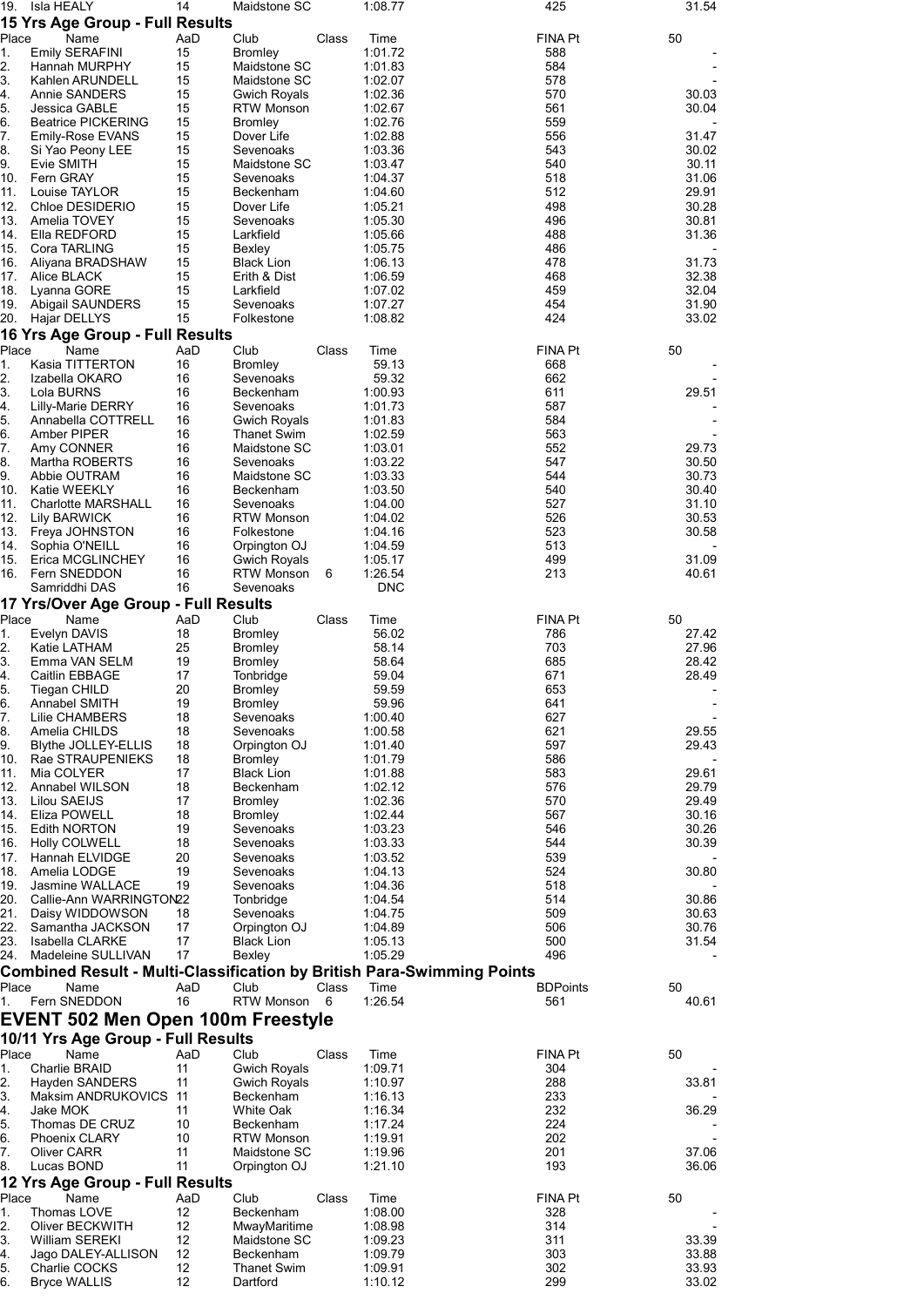| Place | Name | AaD | Club | Class | Time | FINA Pt | 50 |
|---|---|---|---|---|---|---|---|
| 19. | Isla HEALY | 14 | Maidstone SC | | 1:08.77 | 425 | 31.54 |

## 15 Yrs Age Group - Full Results

| Place | Name | AaD | Club | Class | Time | FINA Pt | 50 |
|---|---|---|---|---|---|---|---|
| 1. | Emily SERAFINI | 15 | Bromley | | 1:01.72 | 588 | - |
| 2. | Hannah MURPHY | 15 | Maidstone SC | | 1:01.83 | 584 | - |
| 3. | Kahlen ARUNDELL | 15 | Maidstone SC | | 1:02.07 | 578 | - |
| 4. | Annie SANDERS | 15 | Gwich Royals | | 1:02.36 | 570 | 30.03 |
| 5. | Jessica GABLE | 15 | RTW Monson | | 1:02.67 | 561 | 30.04 |
| 6. | Beatrice PICKERING | 15 | Bromley | | 1:02.76 | 559 | - |
| 7. | Emily-Rose EVANS | 15 | Dover Life | | 1:02.88 | 556 | 31.47 |
| 8. | Si Yao Peony LEE | 15 | Sevenoaks | | 1:03.36 | 543 | 30.02 |
| 9. | Evie SMITH | 15 | Maidstone SC | | 1:03.47 | 540 | 30.11 |
| 10. | Fern GRAY | 15 | Sevenoaks | | 1:04.37 | 518 | 31.06 |
| 11. | Louise TAYLOR | 15 | Beckenham | | 1:04.60 | 512 | 29.91 |
| 12. | Chloe DESIDERIO | 15 | Dover Life | | 1:05.21 | 498 | 30.28 |
| 13. | Amelia TOVEY | 15 | Sevenoaks | | 1:05.30 | 496 | 30.81 |
| 14. | Ella REDFORD | 15 | Larkfield | | 1:05.66 | 488 | 31.36 |
| 15. | Cora TARLING | 15 | Bexley | | 1:05.75 | 486 | - |
| 16. | Aliyana BRADSHAW | 15 | Black Lion | | 1:06.13 | 478 | 31.73 |
| 17. | Alice BLACK | 15 | Erith & Dist | | 1:06.59 | 468 | 32.38 |
| 18. | Lyanna GORE | 15 | Larkfield | | 1:07.02 | 459 | 32.04 |
| 19. | Abigail SAUNDERS | 15 | Sevenoaks | | 1:07.27 | 454 | 31.90 |
| 20. | Hajar DELLYS | 15 | Folkestone | | 1:08.82 | 424 | 33.02 |

## 16 Yrs Age Group - Full Results

| Place | Name | AaD | Club | Class | Time | FINA Pt | 50 |
|---|---|---|---|---|---|---|---|
| 1. | Kasia TITTERTON | 16 | Bromley | | 59.13 | 668 | - |
| 2. | Izabella OKARO | 16 | Sevenoaks | | 59.32 | 662 | - |
| 3. | Lola BURNS | 16 | Beckenham | | 1:00.93 | 611 | 29.51 |
| 4. | Lilly-Marie DERRY | 16 | Sevenoaks | | 1:01.73 | 587 | - |
| 5. | Annabella COTTRELL | 16 | Gwich Royals | | 1:01.83 | 584 | - |
| 6. | Amber PIPER | 16 | Thanet Swim | | 1:02.59 | 563 | - |
| 7. | Amy CONNER | 16 | Maidstone SC | | 1:03.01 | 552 | 29.73 |
| 8. | Martha ROBERTS | 16 | Sevenoaks | | 1:03.22 | 547 | 30.50 |
| 9. | Abbie OUTRAM | 16 | Maidstone SC | | 1:03.33 | 544 | 30.73 |
| 10. | Katie WEEKLY | 16 | Beckenham | | 1:03.50 | 540 | 30.40 |
| 11. | Charlotte MARSHALL | 16 | Sevenoaks | | 1:04.00 | 527 | 31.10 |
| 12. | Lily BARWICK | 16 | RTW Monson | | 1:04.02 | 526 | 30.53 |
| 13. | Freya JOHNSTON | 16 | Folkestone | | 1:04.16 | 523 | 30.58 |
| 14. | Sophia O'NEILL | 16 | Orpington OJ | | 1:04.59 | 513 | - |
| 15. | Erica MCGLINCHEY | 16 | Gwich Royals | | 1:05.17 | 499 | 31.09 |
| 16. | Fern SNEDDON | 16 | RTW Monson | 6 | 1:26.54 | 213 | 40.61 |
| | Samriddhi DAS | 16 | Sevenoaks | | DNC | | |

## 17 Yrs/Over Age Group - Full Results

| Place | Name | AaD | Club | Class | Time | FINA Pt | 50 |
|---|---|---|---|---|---|---|---|
| 1. | Evelyn DAVIS | 18 | Bromley | | 56.02 | 786 | 27.42 |
| 2. | Katie LATHAM | 25 | Bromley | | 58.14 | 703 | 27.96 |
| 3. | Emma VAN SELM | 19 | Bromley | | 58.64 | 685 | 28.42 |
| 4. | Caitlin EBBAGE | 17 | Tonbridge | | 59.04 | 671 | 28.49 |
| 5. | Tiegan CHILD | 20 | Bromley | | 59.59 | 653 | - |
| 6. | Annabel SMITH | 19 | Bromley | | 59.96 | 641 | - |
| 7. | Lilie CHAMBERS | 18 | Sevenoaks | | 1:00.40 | 627 | - |
| 8. | Amelia CHILDS | 18 | Sevenoaks | | 1:00.58 | 621 | 29.55 |
| 9. | Blythe JOLLEY-ELLIS | 18 | Orpington OJ | | 1:01.40 | 597 | 29.43 |
| 10. | Rae STRAUPENIEKS | 18 | Bromley | | 1:01.79 | 586 | - |
| 11. | Mia COLYER | 17 | Black Lion | | 1:01.88 | 583 | 29.61 |
| 12. | Annabel WILSON | 18 | Beckenham | | 1:02.12 | 576 | 29.79 |
| 13. | Lilou SAEIJS | 17 | Bromley | | 1:02.36 | 570 | 29.49 |
| 14. | Eliza POWELL | 18 | Bromley | | 1:02.44 | 567 | 30.16 |
| 15. | Edith NORTON | 19 | Sevenoaks | | 1:03.23 | 546 | 30.26 |
| 16. | Holly COLWELL | 18 | Sevenoaks | | 1:03.33 | 544 | 30.39 |
| 17. | Hannah ELVIDGE | 20 | Sevenoaks | | 1:03.52 | 539 | - |
| 18. | Amelia LODGE | 19 | Sevenoaks | | 1:04.13 | 524 | 30.80 |
| 19. | Jasmine WALLACE | 19 | Sevenoaks | | 1:04.36 | 518 | - |
| 20. | Callie-Ann WARRINGTON | 22 | Tonbridge | | 1:04.54 | 514 | 30.86 |
| 21. | Daisy WIDDOWSON | 18 | Sevenoaks | | 1:04.75 | 509 | 30.63 |
| 22. | Samantha JACKSON | 17 | Orpington OJ | | 1:04.89 | 506 | 30.76 |
| 23. | Isabella CLARKE | 17 | Black Lion | | 1:05.13 | 500 | 31.54 |
| 24. | Madeleine SULLIVAN | 17 | Bexley | | 1:05.29 | 496 | - |

## Combined Result - Multi-Classification by British Para-Swimming Points

| Place | Name | AaD | Club | Class | Time | BDPoints | 50 |
|---|---|---|---|---|---|---|---|
| 1. | Fern SNEDDON | 16 | RTW Monson | 6 | 1:26.54 | 561 | 40.61 |

# EVENT 502 Men Open 100m Freestyle

## 10/11 Yrs Age Group - Full Results

| Place | Name | AaD | Club | Class | Time | FINA Pt | 50 |
|---|---|---|---|---|---|---|---|
| 1. | Charlie BRAID | 11 | Gwich Royals | | 1:09.71 | 304 | - |
| 2. | Hayden SANDERS | 11 | Gwich Royals | | 1:10.97 | 288 | 33.81 |
| 3. | Maksim ANDRUKOVICS | 11 | Beckenham | | 1:16.13 | 233 | - |
| 4. | Jake MOK | 11 | White Oak | | 1:16.34 | 232 | 36.29 |
| 5. | Thomas DE CRUZ | 10 | Beckenham | | 1:17.24 | 224 | - |
| 6. | Phoenix CLARY | 10 | RTW Monson | | 1:19.91 | 202 | - |
| 7. | Oliver CARR | 11 | Maidstone SC | | 1:19.96 | 201 | 37.06 |
| 8. | Lucas BOND | 11 | Orpington OJ | | 1:21.10 | 193 | 36.06 |

## 12 Yrs Age Group - Full Results

| Place | Name | AaD | Club | Class | Time | FINA Pt | 50 |
|---|---|---|---|---|---|---|---|
| 1. | Thomas LOVE | 12 | Beckenham | | 1:08.00 | 328 | - |
| 2. | Oliver BECKWITH | 12 | MwayMaritime | | 1:08.98 | 314 | - |
| 3. | William SEREKI | 12 | Maidstone SC | | 1:09.23 | 311 | 33.39 |
| 4. | Jago DALEY-ALLISON | 12 | Beckenham | | 1:09.79 | 303 | 33.88 |
| 5. | Charlie COCKS | 12 | Thanet Swim | | 1:09.91 | 302 | 33.93 |
| 6. | Bryce WALLIS | 12 | Dartford | | 1:10.12 | 299 | 33.02 |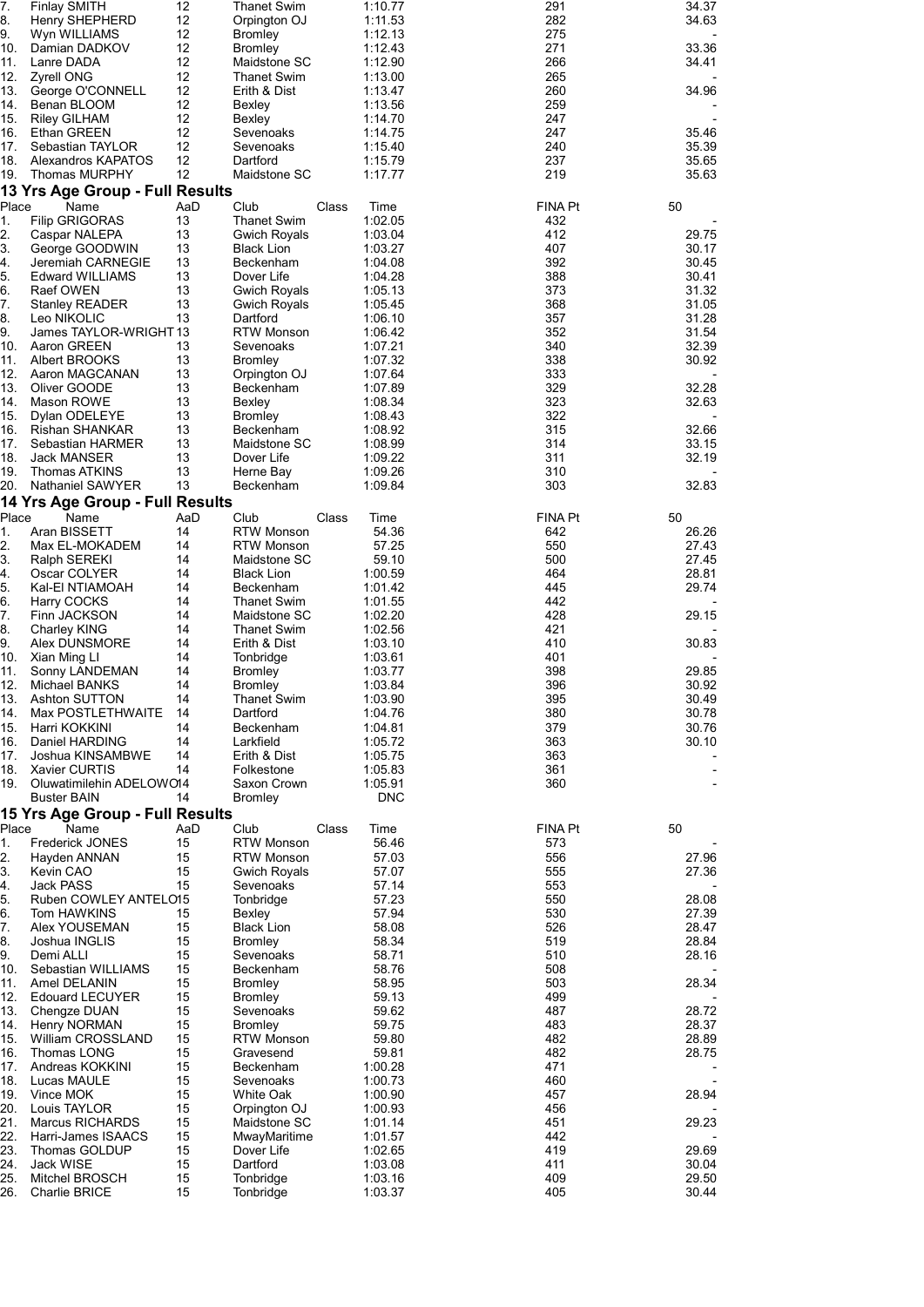| Place | Name | AaD | Club | Class | Time | FINA Pt | 50 |
|---|---|---|---|---|---|---|---|
| 7. | Finlay SMITH | 12 | Thanet Swim | | 1:10.77 | 291 | 34.37 |
| 8. | Henry SHEPHERD | 12 | Orpington OJ | | 1:11.53 | 282 | 34.63 |
| 9. | Wyn WILLIAMS | 12 | Bromley | | 1:12.13 | 275 | - |
| 10. | Damian DADKOV | 12 | Bromley | | 1:12.43 | 271 | 33.36 |
| 11. | Lanre DADA | 12 | Maidstone SC | | 1:12.90 | 266 | 34.41 |
| 12. | Zyrell ONG | 12 | Thanet Swim | | 1:13.00 | 265 | - |
| 13. | George O'CONNELL | 12 | Erith & Dist | | 1:13.47 | 260 | 34.96 |
| 14. | Benan BLOOM | 12 | Bexley | | 1:13.56 | 259 | - |
| 15. | Riley GILHAM | 12 | Bexley | | 1:14.70 | 247 | - |
| 16. | Ethan GREEN | 12 | Sevenoaks | | 1:14.75 | 247 | 35.46 |
| 17. | Sebastian TAYLOR | 12 | Sevenoaks | | 1:15.40 | 240 | 35.39 |
| 18. | Alexandros KAPATOS | 12 | Dartford | | 1:15.79 | 237 | 35.65 |
| 19. | Thomas MURPHY | 12 | Maidstone SC | | 1:17.77 | 219 | 35.63 |

## 13 Yrs Age Group - Full Results

| Place | Name | AaD | Club | Class | Time | FINA Pt | 50 |
|---|---|---|---|---|---|---|---|
| 1. | Filip GRIGORAS | 13 | Thanet Swim | | 1:02.05 | 432 | - |
| 2. | Caspar NALEPA | 13 | Gwich Royals | | 1:03.04 | 412 | 29.75 |
| 3. | George GOODWIN | 13 | Black Lion | | 1:03.27 | 407 | 30.17 |
| 4. | Jeremiah CARNEGIE | 13 | Beckenham | | 1:04.08 | 392 | 30.45 |
| 5. | Edward WILLIAMS | 13 | Dover Life | | 1:04.28 | 388 | 30.41 |
| 6. | Raef OWEN | 13 | Gwich Royals | | 1:05.13 | 373 | 31.32 |
| 7. | Stanley READER | 13 | Gwich Royals | | 1:05.45 | 368 | 31.05 |
| 8. | Leo NIKOLIC | 13 | Dartford | | 1:06.10 | 357 | 31.28 |
| 9. | James TAYLOR-WRIGHT | 13 | RTW Monson | | 1:06.42 | 352 | 31.54 |
| 10. | Aaron GREEN | 13 | Sevenoaks | | 1:07.21 | 340 | 32.39 |
| 11. | Albert BROOKS | 13 | Bromley | | 1:07.32 | 338 | 30.92 |
| 12. | Aaron MAGCANAN | 13 | Orpington OJ | | 1:07.64 | 333 | - |
| 13. | Oliver GOODE | 13 | Beckenham | | 1:07.89 | 329 | 32.28 |
| 14. | Mason ROWE | 13 | Bexley | | 1:08.34 | 323 | 32.63 |
| 15. | Dylan ODELEYE | 13 | Bromley | | 1:08.43 | 322 | - |
| 16. | Rishan SHANKAR | 13 | Beckenham | | 1:08.92 | 315 | 32.66 |
| 17. | Sebastian HARMER | 13 | Maidstone SC | | 1:08.99 | 314 | 33.15 |
| 18. | Jack MANSER | 13 | Dover Life | | 1:09.22 | 311 | 32.19 |
| 19. | Thomas ATKINS | 13 | Herne Bay | | 1:09.26 | 310 | - |
| 20. | Nathaniel SAWYER | 13 | Beckenham | | 1:09.84 | 303 | 32.83 |

## 14 Yrs Age Group - Full Results

| Place | Name | AaD | Club | Class | Time | FINA Pt | 50 |
|---|---|---|---|---|---|---|---|
| 1. | Aran BISSETT | 14 | RTW Monson | | 54.36 | 642 | 26.26 |
| 2. | Max EL-MOKADEM | 14 | RTW Monson | | 57.25 | 550 | 27.43 |
| 3. | Ralph SEREKI | 14 | Maidstone SC | | 59.10 | 500 | 27.45 |
| 4. | Oscar COLYER | 14 | Black Lion | | 1:00.59 | 464 | 28.81 |
| 5. | Kal-El NTIAMOAH | 14 | Beckenham | | 1:01.42 | 445 | 29.74 |
| 6. | Harry COCKS | 14 | Thanet Swim | | 1:01.55 | 442 | - |
| 7. | Finn JACKSON | 14 | Maidstone SC | | 1:02.20 | 428 | 29.15 |
| 8. | Charley KING | 14 | Thanet Swim | | 1:02.56 | 421 | - |
| 9. | Alex DUNSMORE | 14 | Erith & Dist | | 1:03.10 | 410 | 30.83 |
| 10. | Xian Ming LI | 14 | Tonbridge | | 1:03.61 | 401 | - |
| 11. | Sonny LANDEMAN | 14 | Bromley | | 1:03.77 | 398 | 29.85 |
| 12. | Michael BANKS | 14 | Bromley | | 1:03.84 | 396 | 30.92 |
| 13. | Ashton SUTTON | 14 | Thanet Swim | | 1:03.90 | 395 | 30.49 |
| 14. | Max POSTLETHWAITE | 14 | Dartford | | 1:04.76 | 380 | 30.78 |
| 15. | Harri KOKKINI | 14 | Beckenham | | 1:04.81 | 379 | 30.76 |
| 16. | Daniel HARDING | 14 | Larkfield | | 1:05.72 | 363 | 30.10 |
| 17. | Joshua KINSAMBWE | 14 | Erith & Dist | | 1:05.75 | 363 | - |
| 18. | Xavier CURTIS | 14 | Folkestone | | 1:05.83 | 361 | - |
| 19. | Oluwatimilehin ADELOWO | 14 | Saxon Crown | | 1:05.91 | 360 | - |
| | Buster BAIN | 14 | Bromley | | DNC | | |

## 15 Yrs Age Group - Full Results

| Place | Name | AaD | Club | Class | Time | FINA Pt | 50 |
|---|---|---|---|---|---|---|---|
| 1. | Frederick JONES | 15 | RTW Monson | | 56.46 | 573 | - |
| 2. | Hayden ANNAN | 15 | RTW Monson | | 57.03 | 556 | 27.96 |
| 3. | Kevin CAO | 15 | Gwich Royals | | 57.07 | 555 | 27.36 |
| 4. | Jack PASS | 15 | Sevenoaks | | 57.14 | 553 | - |
| 5. | Ruben COWLEY ANTELO | 15 | Tonbridge | | 57.23 | 550 | 28.08 |
| 6. | Tom HAWKINS | 15 | Bexley | | 57.94 | 530 | 27.39 |
| 7. | Alex YOUSEMAN | 15 | Black Lion | | 58.08 | 526 | 28.47 |
| 8. | Joshua INGLIS | 15 | Bromley | | 58.34 | 519 | 28.84 |
| 9. | Demi ALLI | 15 | Sevenoaks | | 58.71 | 510 | 28.16 |
| 10. | Sebastian WILLIAMS | 15 | Beckenham | | 58.76 | 508 | - |
| 11. | Amel DELANIN | 15 | Bromley | | 58.95 | 503 | 28.34 |
| 12. | Edouard LECUYER | 15 | Bromley | | 59.13 | 499 | - |
| 13. | Chengze DUAN | 15 | Sevenoaks | | 59.62 | 487 | 28.72 |
| 14. | Henry NORMAN | 15 | Bromley | | 59.75 | 483 | 28.37 |
| 15. | William CROSSLAND | 15 | RTW Monson | | 59.80 | 482 | 28.89 |
| 16. | Thomas LONG | 15 | Gravesend | | 59.81 | 482 | 28.75 |
| 17. | Andreas KOKKINI | 15 | Beckenham | | 1:00.28 | 471 | - |
| 18. | Lucas MAULE | 15 | Sevenoaks | | 1:00.73 | 460 | - |
| 19. | Vince MOK | 15 | White Oak | | 1:00.90 | 457 | 28.94 |
| 20. | Louis TAYLOR | 15 | Orpington OJ | | 1:00.93 | 456 | - |
| 21. | Marcus RICHARDS | 15 | Maidstone SC | | 1:01.14 | 451 | 29.23 |
| 22. | Harri-James ISAACS | 15 | MwayMaritime | | 1:01.57 | 442 | - |
| 23. | Thomas GOLDUP | 15 | Dover Life | | 1:02.65 | 419 | 29.69 |
| 24. | Jack WISE | 15 | Dartford | | 1:03.08 | 411 | 30.04 |
| 25. | Mitchel BROSCH | 15 | Tonbridge | | 1:03.16 | 409 | 29.50 |
| 26. | Charlie BRICE | 15 | Tonbridge | | 1:03.37 | 405 | 30.44 |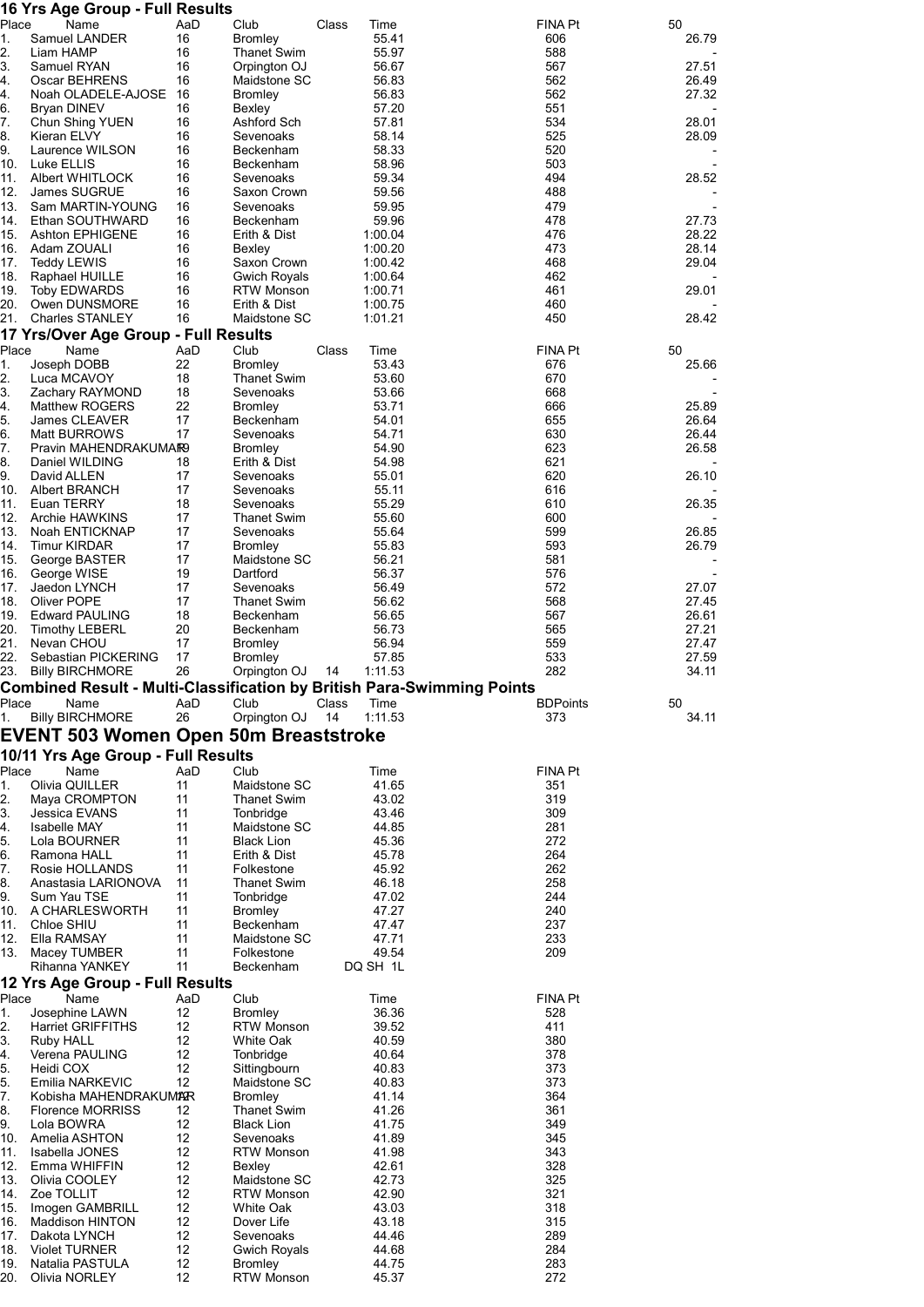### 16 Yrs Age Group - Full Results

| Place | Name | AaD | Club | Class | Time | FINA Pt | 50 |
|---|---|---|---|---|---|---|---|
| 1. | Samuel LANDER | 16 | Bromley | | 55.41 | 606 | 26.79 |
| 2. | Liam HAMP | 16 | Thanet Swim | | 55.97 | 588 | - |
| 3. | Samuel RYAN | 16 | Orpington OJ | | 56.67 | 567 | 27.51 |
| 4. | Oscar BEHRENS | 16 | Maidstone SC | | 56.83 | 562 | 26.49 |
| 4. | Noah OLADELE-AJOSE | 16 | Bromley | | 56.83 | 562 | 27.32 |
| 6. | Bryan DINEV | 16 | Bexley | | 57.20 | 551 | - |
| 7. | Chun Shing YUEN | 16 | Ashford Sch | | 57.81 | 534 | 28.01 |
| 8. | Kieran ELVY | 16 | Sevenoaks | | 58.14 | 525 | 28.09 |
| 9. | Laurence WILSON | 16 | Beckenham | | 58.33 | 520 | - |
| 10. | Luke ELLIS | 16 | Beckenham | | 58.96 | 503 | - |
| 11. | Albert WHITLOCK | 16 | Sevenoaks | | 59.34 | 494 | 28.52 |
| 12. | James SUGRUE | 16 | Saxon Crown | | 59.56 | 488 | - |
| 13. | Sam MARTIN-YOUNG | 16 | Sevenoaks | | 59.95 | 479 | - |
| 14. | Ethan SOUTHWARD | 16 | Beckenham | | 59.96 | 478 | 27.73 |
| 15. | Ashton EPHIGENE | 16 | Erith & Dist | | 1:00.04 | 476 | 28.22 |
| 16. | Adam ZOUALI | 16 | Bexley | | 1:00.20 | 473 | 28.14 |
| 17. | Teddy LEWIS | 16 | Saxon Crown | | 1:00.42 | 468 | 29.04 |
| 18. | Raphael HUILLE | 16 | Gwich Royals | | 1:00.64 | 462 | - |
| 19. | Toby EDWARDS | 16 | RTW Monson | | 1:00.71 | 461 | 29.01 |
| 20. | Owen DUNSMORE | 16 | Erith & Dist | | 1:00.75 | 460 | - |
| 21. | Charles STANLEY | 16 | Maidstone SC | | 1:01.21 | 450 | 28.42 |

### 17 Yrs/Over Age Group - Full Results

| Place | Name | AaD | Club | Class | Time | FINA Pt | 50 |
|---|---|---|---|---|---|---|---|
| 1. | Joseph DOBB | 22 | Bromley | | 53.43 | 676 | 25.66 |
| 2. | Luca MCAVOY | 18 | Thanet Swim | | 53.60 | 670 | - |
| 3. | Zachary RAYMOND | 18 | Sevenoaks | | 53.66 | 668 | - |
| 4. | Matthew ROGERS | 22 | Bromley | | 53.71 | 666 | 25.89 |
| 5. | James CLEAVER | 17 | Beckenham | | 54.01 | 655 | 26.64 |
| 6. | Matt BURROWS | 17 | Sevenoaks | | 54.71 | 630 | 26.44 |
| 7. | Pravin MAHENDRAKUMAR | 19 | Bromley | | 54.90 | 623 | 26.58 |
| 8. | Daniel WILDING | 18 | Erith & Dist | | 54.98 | 621 | - |
| 9. | David ALLEN | 17 | Sevenoaks | | 55.01 | 620 | 26.10 |
| 10. | Albert BRANCH | 17 | Sevenoaks | | 55.11 | 616 | - |
| 11. | Euan TERRY | 18 | Sevenoaks | | 55.29 | 610 | 26.35 |
| 12. | Archie HAWKINS | 17 | Thanet Swim | | 55.60 | 600 | - |
| 13. | Noah ENTICKNAP | 17 | Sevenoaks | | 55.64 | 599 | 26.85 |
| 14. | Timur KIRDAR | 17 | Bromley | | 55.83 | 593 | 26.79 |
| 15. | George BASTER | 17 | Maidstone SC | | 56.21 | 581 | - |
| 16. | George WISE | 19 | Dartford | | 56.37 | 576 | - |
| 17. | Jaedon LYNCH | 17 | Sevenoaks | | 56.49 | 572 | 27.07 |
| 18. | Oliver POPE | 17 | Thanet Swim | | 56.62 | 568 | 27.45 |
| 19. | Edward PAULING | 18 | Beckenham | | 56.65 | 567 | 26.61 |
| 20. | Timothy LEBERL | 20 | Beckenham | | 56.73 | 565 | 27.21 |
| 21. | Nevan CHOU | 17 | Bromley | | 56.94 | 559 | 27.47 |
| 22. | Sebastian PICKERING | 17 | Bromley | | 57.85 | 533 | 27.59 |
| 23. | Billy BIRCHMORE | 26 | Orpington OJ | 14 | 1:11.53 | 282 | 34.11 |

### Combined Result - Multi-Classification by British Para-Swimming Points

| Place | Name | AaD | Club | Class | Time | BDPoints | 50 |
|---|---|---|---|---|---|---|---|
| 1. | Billy BIRCHMORE | 26 | Orpington OJ | 14 | 1:11.53 | 373 | 34.11 |

## EVENT 503 Women Open 50m Breaststroke

### 10/11 Yrs Age Group - Full Results

| Place | Name | AaD | Club | Time | FINA Pt |
|---|---|---|---|---|---|
| 1. | Olivia QUILLER | 11 | Maidstone SC | 41.65 | 351 |
| 2. | Maya CROMPTON | 11 | Thanet Swim | 43.02 | 319 |
| 3. | Jessica EVANS | 11 | Tonbridge | 43.46 | 309 |
| 4. | Isabelle MAY | 11 | Maidstone SC | 44.85 | 281 |
| 5. | Lola BOURNER | 11 | Black Lion | 45.36 | 272 |
| 6. | Ramona HALL | 11 | Erith & Dist | 45.78 | 264 |
| 7. | Rosie HOLLANDS | 11 | Folkestone | 45.92 | 262 |
| 8. | Anastasia LARIONOVA | 11 | Thanet Swim | 46.18 | 258 |
| 9. | Sum Yau TSE | 11 | Tonbridge | 47.02 | 244 |
| 10. | A CHARLESWORTH | 11 | Bromley | 47.27 | 240 |
| 11. | Chloe SHIU | 11 | Beckenham | 47.47 | 237 |
| 12. | Ella RAMSAY | 11 | Maidstone SC | 47.71 | 233 |
| 13. | Macey TUMBER | 11 | Folkestone | 49.54 | 209 |
| | Rihanna YANKEY | 11 | Beckenham | DQ SH 1L | |

### 12 Yrs Age Group - Full Results

| Place | Name | AaD | Club | Time | FINA Pt |
|---|---|---|---|---|---|
| 1. | Josephine LAWN | 12 | Bromley | 36.36 | 528 |
| 2. | Harriet GRIFFITHS | 12 | RTW Monson | 39.52 | 411 |
| 3. | Ruby HALL | 12 | White Oak | 40.59 | 380 |
| 4. | Verena PAULING | 12 | Tonbridge | 40.64 | 378 |
| 5. | Heidi COX | 12 | Sittingbourn | 40.83 | 373 |
| 5. | Emilia NARKEVIC | 12 | Maidstone SC | 40.83 | 373 |
| 7. | Kobisha MAHENDRAKUMAR | 12 | Bromley | 41.14 | 364 |
| 8. | Florence MORRISS | 12 | Thanet Swim | 41.26 | 361 |
| 9. | Lola BOWRA | 12 | Black Lion | 41.75 | 349 |
| 10. | Amelia ASHTON | 12 | Sevenoaks | 41.89 | 345 |
| 11. | Isabella JONES | 12 | RTW Monson | 41.98 | 343 |
| 12. | Emma WHIFFIN | 12 | Bexley | 42.61 | 328 |
| 13. | Olivia COOLEY | 12 | Maidstone SC | 42.73 | 325 |
| 14. | Zoe TOLLIT | 12 | RTW Monson | 42.90 | 321 |
| 15. | Imogen GAMBRILL | 12 | White Oak | 43.03 | 318 |
| 16. | Maddison HINTON | 12 | Dover Life | 43.18 | 315 |
| 17. | Dakota LYNCH | 12 | Sevenoaks | 44.46 | 289 |
| 18. | Violet TURNER | 12 | Gwich Royals | 44.68 | 284 |
| 19. | Natalia PASTULA | 12 | Bromley | 44.75 | 283 |
| 20. | Olivia NORLEY | 12 | RTW Monson | 45.37 | 272 |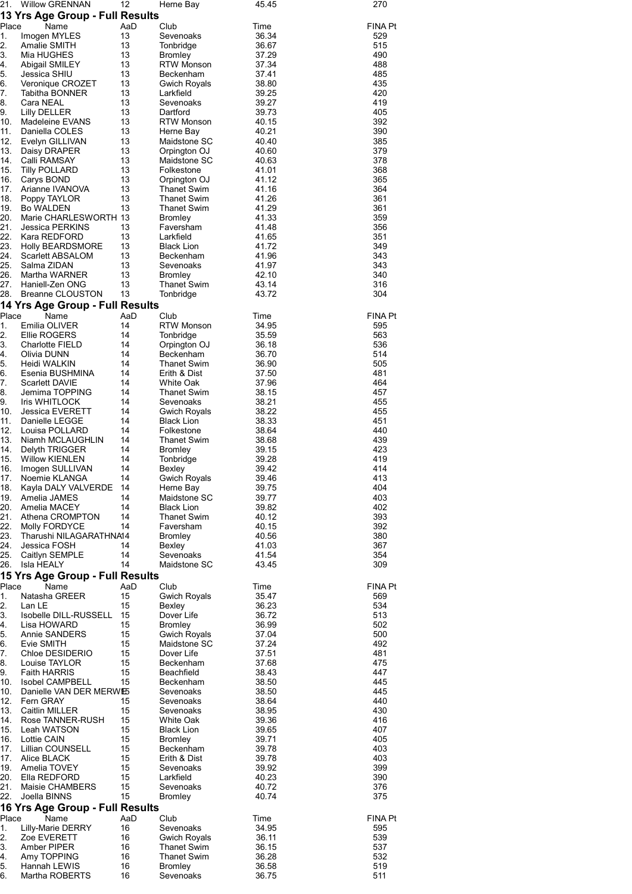| 21. | Willow GRENNAN | 12 | Herne Bay | 45.45 | 270 |
|---|---|---|---|---|---|

## 13 Yrs Age Group - Full Results

| Place | Name | AaD | Club | Time | FINA Pt |
|---|---|---|---|---|---|
| 1. | Imogen MYLES | 13 | Sevenoaks | 36.34 | 529 |
| 2. | Amalie SMITH | 13 | Tonbridge | 36.67 | 515 |
| 3. | Mia HUGHES | 13 | Bromley | 37.29 | 490 |
| 4. | Abigail SMILEY | 13 | RTW Monson | 37.34 | 488 |
| 5. | Jessica SHIU | 13 | Beckenham | 37.41 | 485 |
| 6. | Veronique CROZET | 13 | Gwich Royals | 38.80 | 435 |
| 7. | Tabitha BONNER | 13 | Larkfield | 39.25 | 420 |
| 8. | Cara NEAL | 13 | Sevenoaks | 39.27 | 419 |
| 9. | Lilly DELLER | 13 | Dartford | 39.73 | 405 |
| 10. | Madeleine EVANS | 13 | RTW Monson | 40.15 | 392 |
| 11. | Daniella COLES | 13 | Herne Bay | 40.21 | 390 |
| 12. | Evelyn GILLIVAN | 13 | Maidstone SC | 40.40 | 385 |
| 13. | Daisy DRAPER | 13 | Orpington OJ | 40.60 | 379 |
| 14. | Calli RAMSAY | 13 | Maidstone SC | 40.63 | 378 |
| 15. | Tilly POLLARD | 13 | Folkestone | 41.01 | 368 |
| 16. | Carys BOND | 13 | Orpington OJ | 41.12 | 365 |
| 17. | Arianne IVANOVA | 13 | Thanet Swim | 41.16 | 364 |
| 18. | Poppy TAYLOR | 13 | Thanet Swim | 41.26 | 361 |
| 19. | Bo WALDEN | 13 | Thanet Swim | 41.29 | 361 |
| 20. | Marie CHARLESWORTH | 13 | Bromley | 41.33 | 359 |
| 21. | Jessica PERKINS | 13 | Faversham | 41.48 | 356 |
| 22. | Kara REDFORD | 13 | Larkfield | 41.65 | 351 |
| 23. | Holly BEARDSMORE | 13 | Black Lion | 41.72 | 349 |
| 24. | Scarlett ABSALOM | 13 | Beckenham | 41.96 | 343 |
| 25. | Salma ZIDAN | 13 | Sevenoaks | 41.97 | 343 |
| 26. | Martha WARNER | 13 | Bromley | 42.10 | 340 |
| 27. | Haniell-Zen ONG | 13 | Thanet Swim | 43.14 | 316 |
| 28. | Breanne CLOUSTON | 13 | Tonbridge | 43.72 | 304 |

## 14 Yrs Age Group - Full Results

| Place | Name | AaD | Club | Time | FINA Pt |
|---|---|---|---|---|---|
| 1. | Emilia OLIVER | 14 | RTW Monson | 34.95 | 595 |
| 2. | Ellie ROGERS | 14 | Tonbridge | 35.59 | 563 |
| 3. | Charlotte FIELD | 14 | Orpington OJ | 36.18 | 536 |
| 4. | Olivia DUNN | 14 | Beckenham | 36.70 | 514 |
| 5. | Heidi WALKIN | 14 | Thanet Swim | 36.90 | 505 |
| 6. | Esenia BUSHMINA | 14 | Erith & Dist | 37.50 | 481 |
| 7. | Scarlett DAVIE | 14 | White Oak | 37.96 | 464 |
| 8. | Jemima TOPPING | 14 | Thanet Swim | 38.15 | 457 |
| 9. | Iris WHITLOCK | 14 | Sevenoaks | 38.21 | 455 |
| 10. | Jessica EVERETT | 14 | Gwich Royals | 38.22 | 455 |
| 11. | Danielle LEGGE | 14 | Black Lion | 38.33 | 451 |
| 12. | Louisa POLLARD | 14 | Folkestone | 38.64 | 440 |
| 13. | Niamh MCLAUGHLIN | 14 | Thanet Swim | 38.68 | 439 |
| 14. | Delyth TRIGGER | 14 | Bromley | 39.15 | 423 |
| 15. | Willow KIENLEN | 14 | Tonbridge | 39.28 | 419 |
| 16. | Imogen SULLIVAN | 14 | Bexley | 39.42 | 414 |
| 17. | Noemie KLANGA | 14 | Gwich Royals | 39.46 | 413 |
| 18. | Kayla DALY VALVERDE | 14 | Herne Bay | 39.75 | 404 |
| 19. | Amelia JAMES | 14 | Maidstone SC | 39.77 | 403 |
| 20. | Amelia MACEY | 14 | Black Lion | 39.82 | 402 |
| 21. | Athena CROMPTON | 14 | Thanet Swim | 40.12 | 393 |
| 22. | Molly FORDYCE | 14 | Faversham | 40.15 | 392 |
| 23. | Tharushi NILAGARATHNA | 14 | Bromley | 40.56 | 380 |
| 24. | Jessica FOSH | 14 | Bexley | 41.03 | 367 |
| 25. | Caitlyn SEMPLE | 14 | Sevenoaks | 41.54 | 354 |
| 26. | Isla HEALY | 14 | Maidstone SC | 43.45 | 309 |

## 15 Yrs Age Group - Full Results

| Place | Name | AaD | Club | Time | FINA Pt |
|---|---|---|---|---|---|
| 1. | Natasha GREER | 15 | Gwich Royals | 35.47 | 569 |
| 2. | Lan LE | 15 | Bexley | 36.23 | 534 |
| 3. | Isobelle DILL-RUSSELL | 15 | Dover Life | 36.72 | 513 |
| 4. | Lisa HOWARD | 15 | Bromley | 36.99 | 502 |
| 5. | Annie SANDERS | 15 | Gwich Royals | 37.04 | 500 |
| 6. | Evie SMITH | 15 | Maidstone SC | 37.24 | 492 |
| 7. | Chloe DESIDERIO | 15 | Dover Life | 37.51 | 481 |
| 8. | Louise TAYLOR | 15 | Beckenham | 37.68 | 475 |
| 9. | Faith HARRIS | 15 | Beachfield | 38.43 | 447 |
| 10. | Isobel CAMPBELL | 15 | Beckenham | 38.50 | 445 |
| 10. | Danielle VAN DER MERWE | 15 | Sevenoaks | 38.50 | 445 |
| 12. | Fern GRAY | 15 | Sevenoaks | 38.64 | 440 |
| 13. | Caitlin MILLER | 15 | Sevenoaks | 38.95 | 430 |
| 14. | Rose TANNER-RUSH | 15 | White Oak | 39.36 | 416 |
| 15. | Leah WATSON | 15 | Black Lion | 39.65 | 407 |
| 16. | Lottie CAIN | 15 | Bromley | 39.71 | 405 |
| 17. | Lillian COUNSELL | 15 | Beckenham | 39.78 | 403 |
| 17. | Alice BLACK | 15 | Erith & Dist | 39.78 | 403 |
| 19. | Amelia TOVEY | 15 | Sevenoaks | 39.92 | 399 |
| 20. | Ella REDFORD | 15 | Larkfield | 40.23 | 390 |
| 21. | Maisie CHAMBERS | 15 | Sevenoaks | 40.72 | 376 |
| 22. | Joella BINNS | 15 | Bromley | 40.74 | 375 |

## 16 Yrs Age Group - Full Results

| Place | Name | AaD | Club | Time | FINA Pt |
|---|---|---|---|---|---|
| 1. | Lilly-Marie DERRY | 16 | Sevenoaks | 34.95 | 595 |
| 2. | Zoe EVERETT | 16 | Gwich Royals | 36.11 | 539 |
| 3. | Amber PIPER | 16 | Thanet Swim | 36.15 | 537 |
| 4. | Amy TOPPING | 16 | Thanet Swim | 36.28 | 532 |
| 5. | Hannah LEWIS | 16 | Bromley | 36.58 | 519 |
| 6. | Martha ROBERTS | 16 | Sevenoaks | 36.75 | 511 |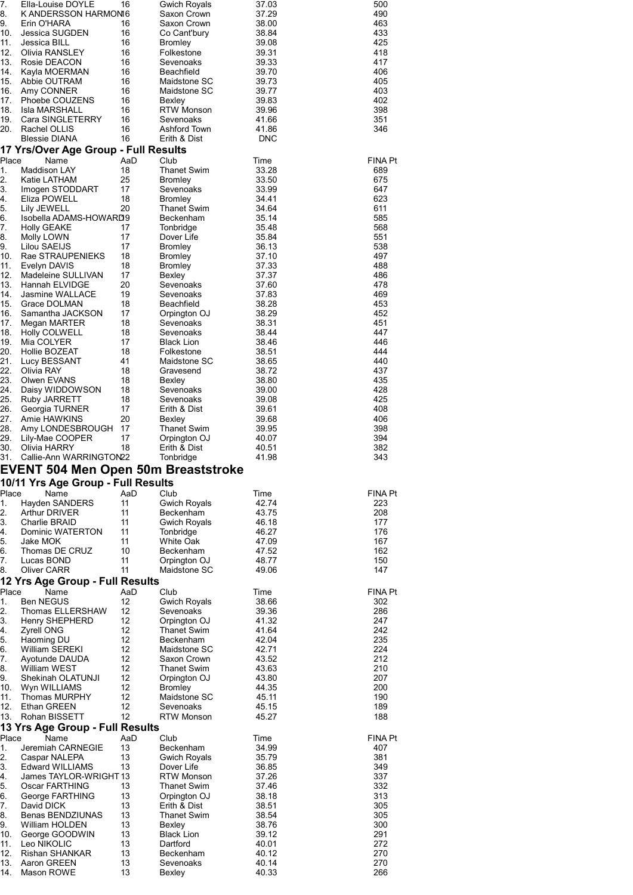| Place | Name | AaD | Club | Time | FINA Pt |
|---|---|---|---|---|---|
| 7. | Ella-Louise DOYLE | 16 | Gwich Royals | 37.03 | 500 |
| 8. | K ANDERSSON HARMON | 16 | Saxon Crown | 37.29 | 490 |
| 9. | Erin O'HARA | 16 | Saxon Crown | 38.00 | 463 |
| 10. | Jessica SUGDEN | 16 | Co Cant'bury | 38.84 | 433 |
| 11. | Jessica BILL | 16 | Bromley | 39.08 | 425 |
| 12. | Olivia RANSLEY | 16 | Folkestone | 39.31 | 418 |
| 13. | Rosie DEACON | 16 | Sevenoaks | 39.33 | 417 |
| 14. | Kayla MOERMAN | 16 | Beachfield | 39.70 | 406 |
| 15. | Abbie OUTRAM | 16 | Maidstone SC | 39.73 | 405 |
| 16. | Amy CONNER | 16 | Maidstone SC | 39.77 | 403 |
| 17. | Phoebe COUZENS | 16 | Bexley | 39.83 | 402 |
| 18. | Isla MARSHALL | 16 | RTW Monson | 39.96 | 398 |
| 19. | Cara SINGLETERRY | 16 | Sevenoaks | 41.66 | 351 |
| 20. | Rachel OLLIS | 16 | Ashford Town | 41.86 | 346 |
| | Blessie DIANA | 16 | Erith & Dist | DNC | |

### 17 Yrs/Over Age Group - Full Results

| Place | Name | AaD | Club | Time | FINA Pt |
|---|---|---|---|---|---|
| 1. | Maddison LAY | 18 | Thanet Swim | 33.28 | 689 |
| 2. | Katie LATHAM | 25 | Bromley | 33.50 | 675 |
| 3. | Imogen STODDART | 17 | Sevenoaks | 33.99 | 647 |
| 4. | Eliza POWELL | 18 | Bromley | 34.41 | 623 |
| 5. | Lily JEWELL | 20 | Thanet Swim | 34.64 | 611 |
| 6. | Isobella ADAMS-HOWARD | 19 | Beckenham | 35.14 | 585 |
| 7. | Holly GEAKE | 17 | Tonbridge | 35.48 | 568 |
| 8. | Molly LOWN | 17 | Dover Life | 35.84 | 551 |
| 9. | Lilou SAEIJS | 17 | Bromley | 36.13 | 538 |
| 10. | Rae STRAUPENIEKS | 18 | Bromley | 37.10 | 497 |
| 11. | Evelyn DAVIS | 18 | Bromley | 37.33 | 488 |
| 12. | Madeleine SULLIVAN | 17 | Bexley | 37.37 | 486 |
| 13. | Hannah ELVIDGE | 20 | Sevenoaks | 37.60 | 478 |
| 14. | Jasmine WALLACE | 19 | Sevenoaks | 37.83 | 469 |
| 15. | Grace DOLMAN | 18 | Beachfield | 38.28 | 453 |
| 16. | Samantha JACKSON | 17 | Orpington OJ | 38.29 | 452 |
| 17. | Megan MARTER | 18 | Sevenoaks | 38.31 | 451 |
| 18. | Holly COLWELL | 18 | Sevenoaks | 38.44 | 447 |
| 19. | Mia COLYER | 17 | Black Lion | 38.46 | 446 |
| 20. | Hollie BOZEAT | 18 | Folkestone | 38.51 | 444 |
| 21. | Lucy BESSANT | 41 | Maidstone SC | 38.65 | 440 |
| 22. | Olivia RAY | 18 | Gravesend | 38.72 | 437 |
| 23. | Olwen EVANS | 18 | Bexley | 38.80 | 435 |
| 24. | Daisy WIDDOWSON | 18 | Sevenoaks | 39.00 | 428 |
| 25. | Ruby JARRETT | 18 | Sevenoaks | 39.08 | 425 |
| 26. | Georgia TURNER | 17 | Erith & Dist | 39.61 | 408 |
| 27. | Amie HAWKINS | 20 | Bexley | 39.68 | 406 |
| 28. | Amy LONDESBROUGH | 17 | Thanet Swim | 39.95 | 398 |
| 29. | Lily-Mae COOPER | 17 | Orpington OJ | 40.07 | 394 |
| 30. | Olivia HARRY | 18 | Erith & Dist | 40.51 | 382 |
| 31. | Callie-Ann WARRINGTON | 22 | Tonbridge | 41.98 | 343 |

## EVENT 504 Men Open 50m Breaststroke

### 10/11 Yrs Age Group - Full Results

| Place | Name | AaD | Club | Time | FINA Pt |
|---|---|---|---|---|---|
| 1. | Hayden SANDERS | 11 | Gwich Royals | 42.74 | 223 |
| 2. | Arthur DRIVER | 11 | Beckenham | 43.75 | 208 |
| 3. | Charlie BRAID | 11 | Gwich Royals | 46.18 | 177 |
| 4. | Dominic WATERTON | 11 | Tonbridge | 46.27 | 176 |
| 5. | Jake MOK | 11 | White Oak | 47.09 | 167 |
| 6. | Thomas DE CRUZ | 10 | Beckenham | 47.52 | 162 |
| 7. | Lucas BOND | 11 | Orpington OJ | 48.77 | 150 |
| 8. | Oliver CARR | 11 | Maidstone SC | 49.06 | 147 |

### 12 Yrs Age Group - Full Results

| Place | Name | AaD | Club | Time | FINA Pt |
|---|---|---|---|---|---|
| 1. | Ben NEGUS | 12 | Gwich Royals | 38.66 | 302 |
| 2. | Thomas ELLERSHAW | 12 | Sevenoaks | 39.36 | 286 |
| 3. | Henry SHEPHERD | 12 | Orpington OJ | 41.32 | 247 |
| 4. | Zyrell ONG | 12 | Thanet Swim | 41.64 | 242 |
| 5. | Haoming DU | 12 | Beckenham | 42.04 | 235 |
| 6. | William SEREKI | 12 | Maidstone SC | 42.71 | 224 |
| 7. | Ayotunde DAUDA | 12 | Saxon Crown | 43.52 | 212 |
| 8. | William WEST | 12 | Thanet Swim | 43.63 | 210 |
| 9. | Shekinah OLATUNJI | 12 | Orpington OJ | 43.80 | 207 |
| 10. | Wyn WILLIAMS | 12 | Bromley | 44.35 | 200 |
| 11. | Thomas MURPHY | 12 | Maidstone SC | 45.11 | 190 |
| 12. | Ethan GREEN | 12 | Sevenoaks | 45.15 | 189 |
| 13. | Rohan BISSETT | 12 | RTW Monson | 45.27 | 188 |

### 13 Yrs Age Group - Full Results

| Place | Name | AaD | Club | Time | FINA Pt |
|---|---|---|---|---|---|
| 1. | Jeremiah CARNEGIE | 13 | Beckenham | 34.99 | 407 |
| 2. | Caspar NALEPA | 13 | Gwich Royals | 35.79 | 381 |
| 3. | Edward WILLIAMS | 13 | Dover Life | 36.85 | 349 |
| 4. | James TAYLOR-WRIGHT | 13 | RTW Monson | 37.26 | 337 |
| 5. | Oscar FARTHING | 13 | Thanet Swim | 37.46 | 332 |
| 6. | George FARTHING | 13 | Orpington OJ | 38.18 | 313 |
| 7. | David DICK | 13 | Erith & Dist | 38.51 | 305 |
| 8. | Benas BENDZIUNAS | 13 | Thanet Swim | 38.54 | 305 |
| 9. | William HOLDEN | 13 | Bexley | 38.76 | 300 |
| 10. | George GOODWIN | 13 | Black Lion | 39.12 | 291 |
| 11. | Leo NIKOLIC | 13 | Dartford | 40.01 | 272 |
| 12. | Rishan SHANKAR | 13 | Beckenham | 40.12 | 270 |
| 13. | Aaron GREEN | 13 | Sevenoaks | 40.14 | 270 |
| 14. | Mason ROWE | 13 | Bexley | 40.33 | 266 |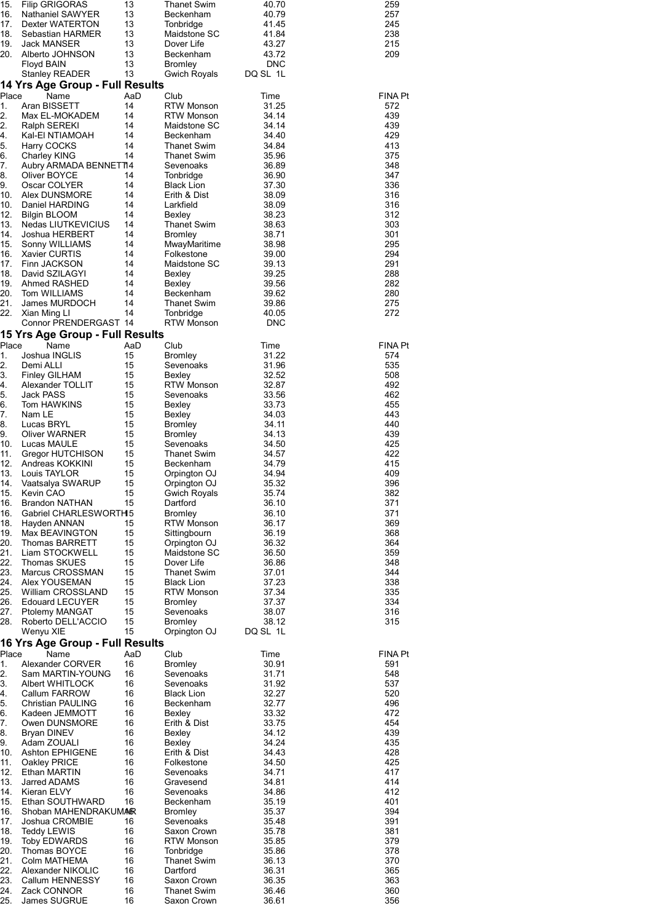| Place | Name | AaD | Club | Time | FINA Pt |
|---|---|---|---|---|---|
| 15. | Filip GRIGORAS | 13 | Thanet Swim | 40.70 | 259 |
| 16. | Nathaniel SAWYER | 13 | Beckenham | 40.79 | 257 |
| 17. | Dexter WATERTON | 13 | Tonbridge | 41.45 | 245 |
| 18. | Sebastian HARMER | 13 | Maidstone SC | 41.84 | 238 |
| 19. | Jack MANSER | 13 | Dover Life | 43.27 | 215 |
| 20. | Alberto JOHNSON | 13 | Beckenham | 43.72 | 209 |
| | Floyd BAIN | 13 | Bromley | DNC | |
| | Stanley READER | 13 | Gwich Royals | DQ SL 1L | |

## 14 Yrs Age Group - Full Results

| Place | Name | AaD | Club | Time | FINA Pt |
|---|---|---|---|---|---|
| 1. | Aran BISSETT | 14 | RTW Monson | 31.25 | 572 |
| 2. | Max EL-MOKADEM | 14 | RTW Monson | 34.14 | 439 |
| 2. | Ralph SEREKI | 14 | Maidstone SC | 34.14 | 439 |
| 4. | Kal-El NTIAMOAH | 14 | Beckenham | 34.40 | 429 |
| 5. | Harry COCKS | 14 | Thanet Swim | 34.84 | 413 |
| 6. | Charley KING | 14 | Thanet Swim | 35.96 | 375 |
| 7. | Aubry ARMADA BENNETT | 14 | Sevenoaks | 36.89 | 348 |
| 8. | Oliver BOYCE | 14 | Tonbridge | 36.90 | 347 |
| 9. | Oscar COLYER | 14 | Black Lion | 37.30 | 336 |
| 10. | Alex DUNSMORE | 14 | Erith & Dist | 38.09 | 316 |
| 10. | Daniel HARDING | 14 | Larkfield | 38.09 | 316 |
| 12. | Bilgin BLOOM | 14 | Bexley | 38.23 | 312 |
| 13. | Nedas LIUTKEVICIUS | 14 | Thanet Swim | 38.63 | 303 |
| 14. | Joshua HERBERT | 14 | Bromley | 38.71 | 301 |
| 15. | Sonny WILLIAMS | 14 | MwayMaritime | 38.98 | 295 |
| 16. | Xavier CURTIS | 14 | Folkestone | 39.00 | 294 |
| 17. | Finn JACKSON | 14 | Maidstone SC | 39.13 | 291 |
| 18. | David SZILAGYI | 14 | Bexley | 39.25 | 288 |
| 19. | Ahmed RASHED | 14 | Bexley | 39.56 | 282 |
| 20. | Tom WILLIAMS | 14 | Beckenham | 39.62 | 280 |
| 21. | James MURDOCH | 14 | Thanet Swim | 39.86 | 275 |
| 22. | Xian Ming LI | 14 | Tonbridge | 40.05 | 272 |
| | Connor PRENDERGAST | 14 | RTW Monson | DNC | |

## 15 Yrs Age Group - Full Results

| Place | Name | AaD | Club | Time | FINA Pt |
|---|---|---|---|---|---|
| 1. | Joshua INGLIS | 15 | Bromley | 31.22 | 574 |
| 2. | Demi ALLI | 15 | Sevenoaks | 31.96 | 535 |
| 3. | Finley GILHAM | 15 | Bexley | 32.52 | 508 |
| 4. | Alexander TOLLIT | 15 | RTW Monson | 32.87 | 492 |
| 5. | Jack PASS | 15 | Sevenoaks | 33.56 | 462 |
| 6. | Tom HAWKINS | 15 | Bexley | 33.73 | 455 |
| 7. | Nam LE | 15 | Bexley | 34.03 | 443 |
| 8. | Lucas BRYL | 15 | Bromley | 34.11 | 440 |
| 9. | Oliver WARNER | 15 | Bromley | 34.13 | 439 |
| 10. | Lucas MAULE | 15 | Sevenoaks | 34.50 | 425 |
| 11. | Gregor HUTCHISON | 15 | Thanet Swim | 34.57 | 422 |
| 12. | Andreas KOKKINI | 15 | Beckenham | 34.79 | 415 |
| 13. | Louis TAYLOR | 15 | Orpington OJ | 34.94 | 409 |
| 14. | Vaatsalya SWARUP | 15 | Orpington OJ | 35.32 | 396 |
| 15. | Kevin CAO | 15 | Gwich Royals | 35.74 | 382 |
| 16. | Brandon NATHAN | 15 | Dartford | 36.10 | 371 |
| 16. | Gabriel CHARLESWORTH | 15 | Bromley | 36.10 | 371 |
| 18. | Hayden ANNAN | 15 | RTW Monson | 36.17 | 369 |
| 19. | Max BEAVINGTON | 15 | Sittingbourn | 36.19 | 368 |
| 20. | Thomas BARRETT | 15 | Orpington OJ | 36.32 | 364 |
| 21. | Liam STOCKWELL | 15 | Maidstone SC | 36.50 | 359 |
| 22. | Thomas SKUES | 15 | Dover Life | 36.86 | 348 |
| 23. | Marcus CROSSMAN | 15 | Thanet Swim | 37.01 | 344 |
| 24. | Alex YOUSEMAN | 15 | Black Lion | 37.23 | 338 |
| 25. | William CROSSLAND | 15 | RTW Monson | 37.34 | 335 |
| 26. | Edouard LECUYER | 15 | Bromley | 37.37 | 334 |
| 27. | Ptolemy MANGAT | 15 | Sevenoaks | 38.07 | 316 |
| 28. | Roberto DELL'ACCIO | 15 | Bromley | 38.12 | 315 |
| | Wenyu XIE | 15 | Orpington OJ | DQ SL 1L | |

## 16 Yrs Age Group - Full Results

| Place | Name | AaD | Club | Time | FINA Pt |
|---|---|---|---|---|---|
| 1. | Alexander CORVER | 16 | Bromley | 30.91 | 591 |
| 2. | Sam MARTIN-YOUNG | 16 | Sevenoaks | 31.71 | 548 |
| 3. | Albert WHITLOCK | 16 | Sevenoaks | 31.92 | 537 |
| 4. | Callum FARROW | 16 | Black Lion | 32.27 | 520 |
| 5. | Christian PAULING | 16 | Beckenham | 32.77 | 496 |
| 6. | Kadeen JEMMOTT | 16 | Bexley | 33.32 | 472 |
| 7. | Owen DUNSMORE | 16 | Erith & Dist | 33.75 | 454 |
| 8. | Bryan DINEV | 16 | Bexley | 34.12 | 439 |
| 9. | Adam ZOUALI | 16 | Bexley | 34.24 | 435 |
| 10. | Ashton EPHIGENE | 16 | Erith & Dist | 34.43 | 428 |
| 11. | Oakley PRICE | 16 | Folkestone | 34.50 | 425 |
| 12. | Ethan MARTIN | 16 | Sevenoaks | 34.71 | 417 |
| 13. | Jarred ADAMS | 16 | Gravesend | 34.81 | 414 |
| 14. | Kieran ELVY | 16 | Sevenoaks | 34.86 | 412 |
| 15. | Ethan SOUTHWARD | 16 | Beckenham | 35.19 | 401 |
| 16. | Shoban MAHENDRAKUMAR | 16 | Bromley | 35.37 | 394 |
| 17. | Joshua CROMBIE | 16 | Sevenoaks | 35.48 | 391 |
| 18. | Teddy LEWIS | 16 | Saxon Crown | 35.78 | 381 |
| 19. | Toby EDWARDS | 16 | RTW Monson | 35.85 | 379 |
| 20. | Thomas BOYCE | 16 | Tonbridge | 35.86 | 378 |
| 21. | Colm MATHEMA | 16 | Thanet Swim | 36.13 | 370 |
| 22. | Alexander NIKOLIC | 16 | Dartford | 36.31 | 365 |
| 23. | Callum HENNESSY | 16 | Saxon Crown | 36.35 | 363 |
| 24. | Zack CONNOR | 16 | Thanet Swim | 36.46 | 360 |
| 25. | James SUGRUE | 16 | Saxon Crown | 36.61 | 356 |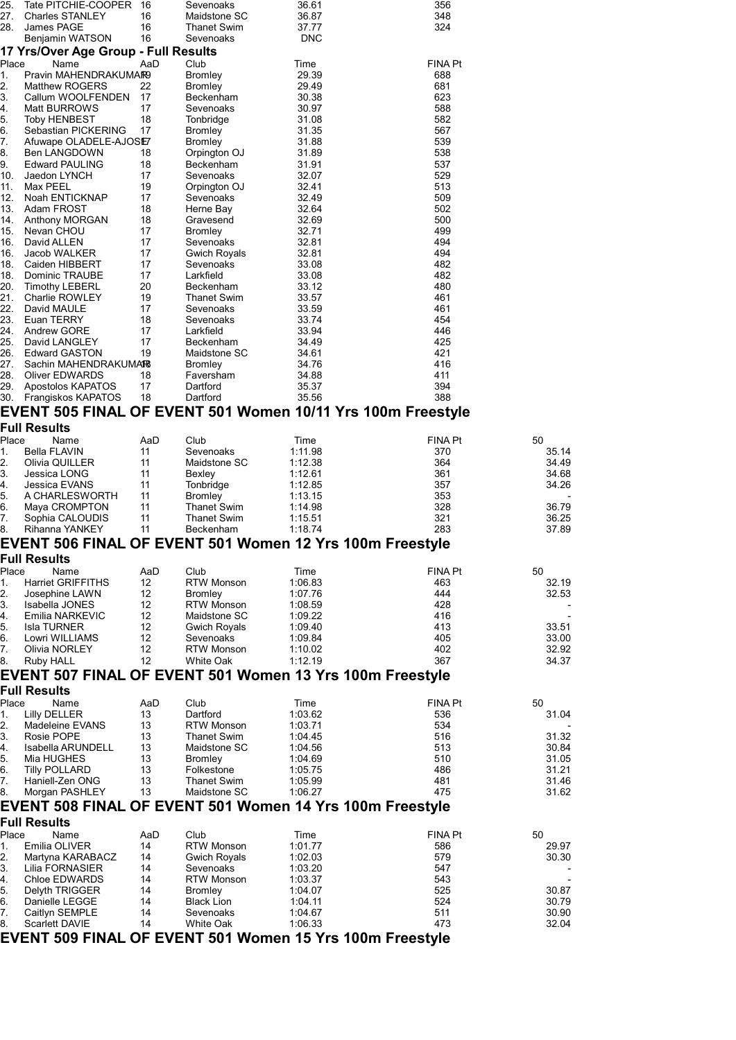| Place | Name | AaD | Club | Time | FINA Pt |
|---|---|---|---|---|---|
| 25. | Tate PITCHIE-COOPER | 16 | Sevenoaks | 36.61 | 356 |
| 27. | Charles STANLEY | 16 | Maidstone SC | 36.87 | 348 |
| 28. | James PAGE | 16 | Thanet Swim | 37.77 | 324 |
| | Benjamin WATSON | 16 | Sevenoaks | DNC | |

### 17 Yrs/Over Age Group - Full Results

| Place | Name | AaD | Club | Time | FINA Pt |
|---|---|---|---|---|---|
| 1. | Pravin MAHENDRAKUMAR | 19 | Bromley | 29.39 | 688 |
| 2. | Matthew ROGERS | 22 | Bromley | 29.49 | 681 |
| 3. | Callum WOOLFENDEN | 17 | Beckenham | 30.38 | 623 |
| 4. | Matt BURROWS | 17 | Sevenoaks | 30.97 | 588 |
| 5. | Toby HENBEST | 18 | Tonbridge | 31.08 | 582 |
| 6. | Sebastian PICKERING | 17 | Bromley | 31.35 | 567 |
| 7. | Afuwape OLADELE-AJOSE | 17 | Bromley | 31.88 | 539 |
| 8. | Ben LANGDOWN | 18 | Orpington OJ | 31.89 | 538 |
| 9. | Edward PAULING | 18 | Beckenham | 31.91 | 537 |
| 10. | Jaedon LYNCH | 17 | Sevenoaks | 32.07 | 529 |
| 11. | Max PEEL | 19 | Orpington OJ | 32.41 | 513 |
| 12. | Noah ENTICKNAP | 17 | Sevenoaks | 32.49 | 509 |
| 13. | Adam FROST | 18 | Herne Bay | 32.64 | 502 |
| 14. | Anthony MORGAN | 18 | Gravesend | 32.69 | 500 |
| 15. | Nevan CHOU | 17 | Bromley | 32.71 | 499 |
| 16. | David ALLEN | 17 | Sevenoaks | 32.81 | 494 |
| 16. | Jacob WALKER | 17 | Gwich Royals | 32.81 | 494 |
| 18. | Caiden HIBBERT | 17 | Sevenoaks | 33.08 | 482 |
| 18. | Dominic TRAUBE | 17 | Larkfield | 33.08 | 482 |
| 20. | Timothy LEBERL | 20 | Beckenham | 33.12 | 480 |
| 21. | Charlie ROWLEY | 19 | Thanet Swim | 33.57 | 461 |
| 22. | David MAULE | 17 | Sevenoaks | 33.59 | 461 |
| 23. | Euan TERRY | 18 | Sevenoaks | 33.74 | 454 |
| 24. | Andrew GORE | 17 | Larkfield | 33.94 | 446 |
| 25. | David LANGLEY | 17 | Beckenham | 34.49 | 425 |
| 26. | Edward GASTON | 19 | Maidstone SC | 34.61 | 421 |
| 27. | Sachin MAHENDRAKUMAR | 18 | Bromley | 34.76 | 416 |
| 28. | Oliver EDWARDS | 18 | Faversham | 34.88 | 411 |
| 29. | Apostolos KAPATOS | 17 | Dartford | 35.37 | 394 |
| 30. | Frangiskos KAPATOS | 18 | Dartford | 35.56 | 388 |

## EVENT 505 FINAL OF EVENT 501 Women 10/11 Yrs 100m Freestyle

### Full Results

| Place | Name | AaD | Club | Time | FINA Pt | 50 |
|---|---|---|---|---|---|---|
| 1. | Bella FLAVIN | 11 | Sevenoaks | 1:11.98 | 370 | 35.14 |
| 2. | Olivia QUILLER | 11 | Maidstone SC | 1:12.38 | 364 | 34.49 |
| 3. | Jessica LONG | 11 | Bexley | 1:12.61 | 361 | 34.68 |
| 4. | Jessica EVANS | 11 | Tonbridge | 1:12.85 | 357 | 34.26 |
| 5. | A CHARLESWORTH | 11 | Bromley | 1:13.15 | 353 | - |
| 6. | Maya CROMPTON | 11 | Thanet Swim | 1:14.98 | 328 | 36.79 |
| 7. | Sophia CALOUDIS | 11 | Thanet Swim | 1:15.51 | 321 | 36.25 |
| 8. | Rihanna YANKEY | 11 | Beckenham | 1:18.74 | 283 | 37.89 |

## EVENT 506 FINAL OF EVENT 501 Women 12 Yrs 100m Freestyle

### Full Results

| Place | Name | AaD | Club | Time | FINA Pt | 50 |
|---|---|---|---|---|---|---|
| 1. | Harriet GRIFFITHS | 12 | RTW Monson | 1:06.83 | 463 | 32.19 |
| 2. | Josephine LAWN | 12 | Bromley | 1:07.76 | 444 | 32.53 |
| 3. | Isabella JONES | 12 | RTW Monson | 1:08.59 | 428 | - |
| 4. | Emilia NARKEVIC | 12 | Maidstone SC | 1:09.22 | 416 | - |
| 5. | Isla TURNER | 12 | Gwich Royals | 1:09.40 | 413 | 33.51 |
| 6. | Lowri WILLIAMS | 12 | Sevenoaks | 1:09.84 | 405 | 33.00 |
| 7. | Olivia NORLEY | 12 | RTW Monson | 1:10.02 | 402 | 32.92 |
| 8. | Ruby HALL | 12 | White Oak | 1:12.19 | 367 | 34.37 |

## EVENT 507 FINAL OF EVENT 501 Women 13 Yrs 100m Freestyle

### Full Results

| Place | Name | AaD | Club | Time | FINA Pt | 50 |
|---|---|---|---|---|---|---|
| 1. | Lilly DELLER | 13 | Dartford | 1:03.62 | 536 | 31.04 |
| 2. | Madeleine EVANS | 13 | RTW Monson | 1:03.71 | 534 | - |
| 3. | Rosie POPE | 13 | Thanet Swim | 1:04.45 | 516 | 31.32 |
| 4. | Isabella ARUNDELL | 13 | Maidstone SC | 1:04.56 | 513 | 30.84 |
| 5. | Mia HUGHES | 13 | Bromley | 1:04.69 | 510 | 31.05 |
| 6. | Tilly POLLARD | 13 | Folkestone | 1:05.75 | 486 | 31.21 |
| 7. | Haniell-Zen ONG | 13 | Thanet Swim | 1:05.99 | 481 | 31.46 |
| 8. | Morgan PASHLEY | 13 | Maidstone SC | 1:06.27 | 475 | 31.62 |

## EVENT 508 FINAL OF EVENT 501 Women 14 Yrs 100m Freestyle

### Full Results

| Place | Name | AaD | Club | Time | FINA Pt | 50 |
|---|---|---|---|---|---|---|
| 1. | Emilia OLIVER | 14 | RTW Monson | 1:01.77 | 586 | 29.97 |
| 2. | Martyna KARABACZ | 14 | Gwich Royals | 1:02.03 | 579 | 30.30 |
| 3. | Lilia FORNASIER | 14 | Sevenoaks | 1:03.20 | 547 | - |
| 4. | Chloe EDWARDS | 14 | RTW Monson | 1:03.37 | 543 | - |
| 5. | Delyth TRIGGER | 14 | Bromley | 1:04.07 | 525 | 30.87 |
| 6. | Danielle LEGGE | 14 | Black Lion | 1:04.11 | 524 | 30.79 |
| 7. | Caitlyn SEMPLE | 14 | Sevenoaks | 1:04.67 | 511 | 30.90 |
| 8. | Scarlett DAVIE | 14 | White Oak | 1:06.33 | 473 | 32.04 |

## EVENT 509 FINAL OF EVENT 501 Women 15 Yrs 100m Freestyle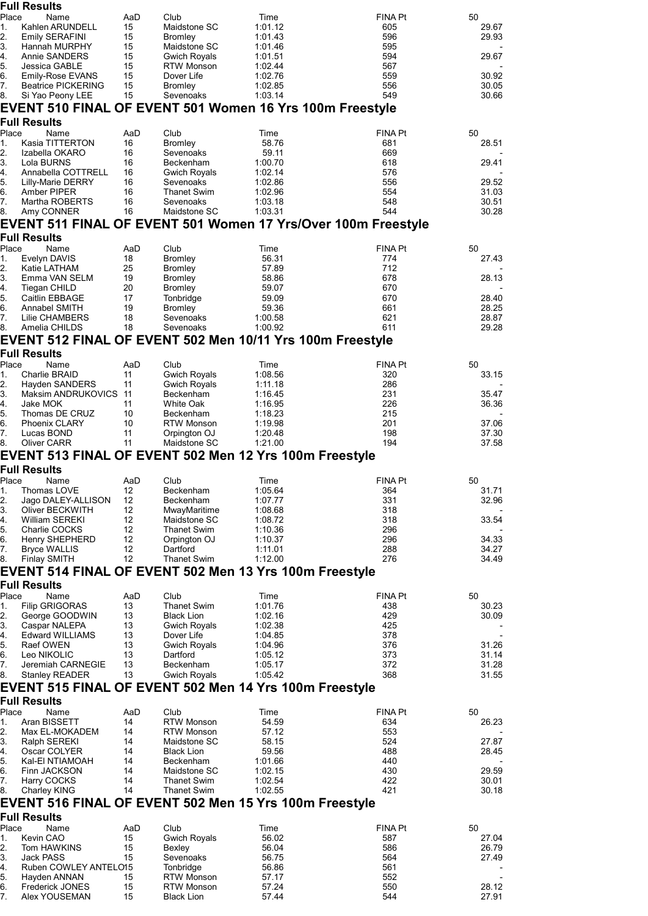**Full Results**

| Place | Name | AaD | Club | Time | FINA Pt | 50 |
|---|---|---|---|---|---|---|
| 1. | Kahlen ARUNDELL | 15 | Maidstone SC | 1:01.12 | 605 | 29.67 |
| 2. | Emily SERAFINI | 15 | Bromley | 1:01.43 | 596 | 29.93 |
| 3. | Hannah MURPHY | 15 | Maidstone SC | 1:01.46 | 595 | - |
| 4. | Annie SANDERS | 15 | Gwich Royals | 1:01.51 | 594 | 29.67 |
| 5. | Jessica GABLE | 15 | RTW Monson | 1:02.44 | 567 | - |
| 6. | Emily-Rose EVANS | 15 | Dover Life | 1:02.76 | 559 | 30.92 |
| 7. | Beatrice PICKERING | 15 | Bromley | 1:02.85 | 556 | 30.05 |
| 8. | Si Yao Peony LEE | 15 | Sevenoaks | 1:03.14 | 549 | 30.66 |

## EVENT 510 FINAL OF EVENT 501 Women 16 Yrs 100m Freestyle

**Full Results**

| Place | Name | AaD | Club | Time | FINA Pt | 50 |
|---|---|---|---|---|---|---|
| 1. | Kasia TITTERTON | 16 | Bromley | 58.76 | 681 | 28.51 |
| 2. | Izabella OKARO | 16 | Sevenoaks | 59.11 | 669 | - |
| 3. | Lola BURNS | 16 | Beckenham | 1:00.70 | 618 | 29.41 |
| 4. | Annabella COTTRELL | 16 | Gwich Royals | 1:02.14 | 576 | - |
| 5. | Lilly-Marie DERRY | 16 | Sevenoaks | 1:02.86 | 556 | 29.52 |
| 6. | Amber PIPER | 16 | Thanet Swim | 1:02.96 | 554 | 31.03 |
| 7. | Martha ROBERTS | 16 | Sevenoaks | 1:03.18 | 548 | 30.51 |
| 8. | Amy CONNER | 16 | Maidstone SC | 1:03.31 | 544 | 30.28 |

## EVENT 511 FINAL OF EVENT 501 Women 17 Yrs/Over 100m Freestyle

**Full Results**

| Place | Name | AaD | Club | Time | FINA Pt | 50 |
|---|---|---|---|---|---|---|
| 1. | Evelyn DAVIS | 18 | Bromley | 56.31 | 774 | 27.43 |
| 2. | Katie LATHAM | 25 | Bromley | 57.89 | 712 | - |
| 3. | Emma VAN SELM | 19 | Bromley | 58.86 | 678 | 28.13 |
| 4. | Tiegan CHILD | 20 | Bromley | 59.07 | 670 | - |
| 5. | Caitlin EBBAGE | 17 | Tonbridge | 59.09 | 670 | 28.40 |
| 6. | Annabel SMITH | 19 | Bromley | 59.36 | 661 | 28.25 |
| 7. | Lilie CHAMBERS | 18 | Sevenoaks | 1:00.58 | 621 | 28.87 |
| 8. | Amelia CHILDS | 18 | Sevenoaks | 1:00.92 | 611 | 29.28 |

## EVENT 512 FINAL OF EVENT 502 Men 10/11 Yrs 100m Freestyle

**Full Results**

| Place | Name | AaD | Club | Time | FINA Pt | 50 |
|---|---|---|---|---|---|---|
| 1. | Charlie BRAID | 11 | Gwich Royals | 1:08.56 | 320 | 33.15 |
| 2. | Hayden SANDERS | 11 | Gwich Royals | 1:11.18 | 286 | - |
| 3. | Maksim ANDRUKOVICS | 11 | Beckenham | 1:16.45 | 231 | 35.47 |
| 4. | Jake MOK | 11 | White Oak | 1:16.95 | 226 | 36.36 |
| 5. | Thomas DE CRUZ | 10 | Beckenham | 1:18.23 | 215 | - |
| 6. | Phoenix CLARY | 10 | RTW Monson | 1:19.98 | 201 | 37.06 |
| 7. | Lucas BOND | 11 | Orpington OJ | 1:20.48 | 198 | 37.30 |
| 8. | Oliver CARR | 11 | Maidstone SC | 1:21.00 | 194 | 37.58 |

## EVENT 513 FINAL OF EVENT 502 Men 12 Yrs 100m Freestyle

**Full Results**

| Place | Name | AaD | Club | Time | FINA Pt | 50 |
|---|---|---|---|---|---|---|
| 1. | Thomas LOVE | 12 | Beckenham | 1:05.64 | 364 | 31.71 |
| 2. | Jago DALEY-ALLISON | 12 | Beckenham | 1:07.77 | 331 | 32.96 |
| 3. | Oliver BECKWITH | 12 | MwayMaritime | 1:08.68 | 318 | - |
| 4. | William SEREKI | 12 | Maidstone SC | 1:08.72 | 318 | 33.54 |
| 5. | Charlie COCKS | 12 | Thanet Swim | 1:10.36 | 296 | - |
| 6. | Henry SHEPHERD | 12 | Orpington OJ | 1:10.37 | 296 | 34.33 |
| 7. | Bryce WALLIS | 12 | Dartford | 1:11.01 | 288 | 34.27 |
| 8. | Finlay SMITH | 12 | Thanet Swim | 1:12.00 | 276 | 34.49 |

## EVENT 514 FINAL OF EVENT 502 Men 13 Yrs 100m Freestyle

**Full Results**

| Place | Name | AaD | Club | Time | FINA Pt | 50 |
|---|---|---|---|---|---|---|
| 1. | Filip GRIGORAS | 13 | Thanet Swim | 1:01.76 | 438 | 30.23 |
| 2. | George GOODWIN | 13 | Black Lion | 1:02.16 | 429 | 30.09 |
| 3. | Caspar NALEPA | 13 | Gwich Royals | 1:02.38 | 425 | - |
| 4. | Edward WILLIAMS | 13 | Dover Life | 1:04.85 | 378 | - |
| 5. | Raef OWEN | 13 | Gwich Royals | 1:04.96 | 376 | 31.26 |
| 6. | Leo NIKOLIC | 13 | Dartford | 1:05.12 | 373 | 31.14 |
| 7. | Jeremiah CARNEGIE | 13 | Beckenham | 1:05.17 | 372 | 31.28 |
| 8. | Stanley READER | 13 | Gwich Royals | 1:05.42 | 368 | 31.55 |

## EVENT 515 FINAL OF EVENT 502 Men 14 Yrs 100m Freestyle

**Full Results**

| Place | Name | AaD | Club | Time | FINA Pt | 50 |
|---|---|---|---|---|---|---|
| 1. | Aran BISSETT | 14 | RTW Monson | 54.59 | 634 | 26.23 |
| 2. | Max EL-MOKADEM | 14 | RTW Monson | 57.12 | 553 | - |
| 3. | Ralph SEREKI | 14 | Maidstone SC | 58.15 | 524 | 27.87 |
| 4. | Oscar COLYER | 14 | Black Lion | 59.56 | 488 | 28.45 |
| 5. | Kal-El NTIAMOAH | 14 | Beckenham | 1:01.66 | 440 | - |
| 6. | Finn JACKSON | 14 | Maidstone SC | 1:02.15 | 430 | 29.59 |
| 7. | Harry COCKS | 14 | Thanet Swim | 1:02.54 | 422 | 30.01 |
| 8. | Charley KING | 14 | Thanet Swim | 1:02.55 | 421 | 30.18 |

## EVENT 516 FINAL OF EVENT 502 Men 15 Yrs 100m Freestyle

**Full Results**

| Place | Name | AaD | Club | Time | FINA Pt | 50 |
|---|---|---|---|---|---|---|
| 1. | Kevin CAO | 15 | Gwich Royals | 56.02 | 587 | 27.04 |
| 2. | Tom HAWKINS | 15 | Bexley | 56.04 | 586 | 26.79 |
| 3. | Jack PASS | 15 | Sevenoaks | 56.75 | 564 | 27.49 |
| 4. | Ruben COWLEY ANTELO | 15 | Tonbridge | 56.86 | 561 | - |
| 5. | Hayden ANNAN | 15 | RTW Monson | 57.17 | 552 | - |
| 6. | Frederick JONES | 15 | RTW Monson | 57.24 | 550 | 28.12 |
| 7. | Alex YOUSEMAN | 15 | Black Lion | 57.44 | 544 | 27.91 |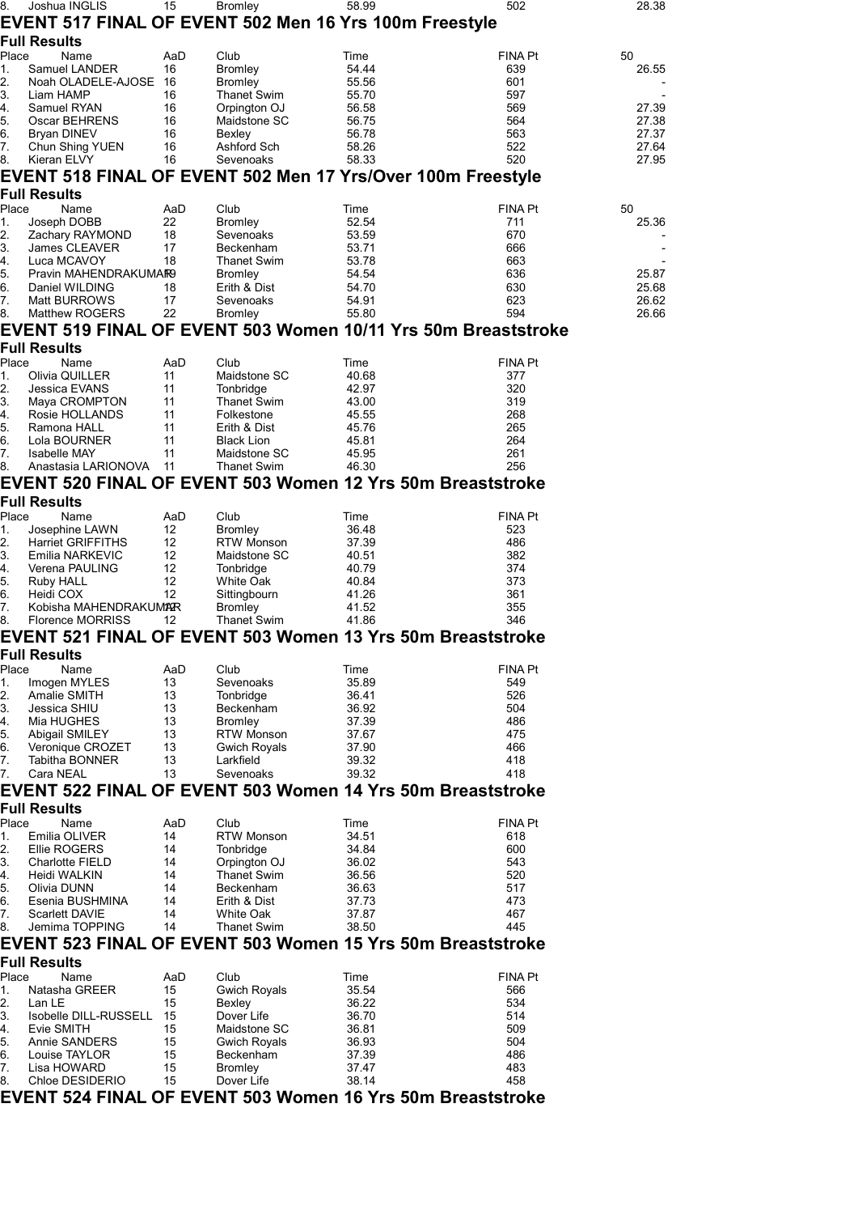| 8. | Joshua INGLIS | 15 | Bromley | 58.99 | 502 | 28.38 |
|---|---|---|---|---|---|---|

## EVENT 517 FINAL OF EVENT 502 Men 16 Yrs 100m Freestyle

**Full Results**

| Place | Name | AaD | Club | Time | FINA Pt | 50 |
|---|---|---|---|---|---|---|
| 1. | Samuel LANDER | 16 | Bromley | 54.44 | 639 | 26.55 |
| 2. | Noah OLADELE-AJOSE | 16 | Bromley | 55.56 | 601 | - |
| 3. | Liam HAMP | 16 | Thanet Swim | 55.70 | 597 | - |
| 4. | Samuel RYAN | 16 | Orpington OJ | 56.58 | 569 | 27.39 |
| 5. | Oscar BEHRENS | 16 | Maidstone SC | 56.75 | 564 | 27.38 |
| 6. | Bryan DINEV | 16 | Bexley | 56.78 | 563 | 27.37 |
| 7. | Chun Shing YUEN | 16 | Ashford Sch | 58.26 | 522 | 27.64 |
| 8. | Kieran ELVY | 16 | Sevenoaks | 58.33 | 520 | 27.95 |

## EVENT 518 FINAL OF EVENT 502 Men 17 Yrs/Over 100m Freestyle

**Full Results**

| Place | Name | AaD | Club | Time | FINA Pt | 50 |
|---|---|---|---|---|---|---|
| 1. | Joseph DOBB | 22 | Bromley | 52.54 | 711 | 25.36 |
| 2. | Zachary RAYMOND | 18 | Sevenoaks | 53.59 | 670 | - |
| 3. | James CLEAVER | 17 | Beckenham | 53.71 | 666 | - |
| 4. | Luca MCAVOY | 18 | Thanet Swim | 53.78 | 663 | - |
| 5. | Pravin MAHENDRAKUMAR | 19 | Bromley | 54.54 | 636 | 25.87 |
| 6. | Daniel WILDING | 18 | Erith & Dist | 54.70 | 630 | 25.68 |
| 7. | Matt BURROWS | 17 | Sevenoaks | 54.91 | 623 | 26.62 |
| 8. | Matthew ROGERS | 22 | Bromley | 55.80 | 594 | 26.66 |

## EVENT 519 FINAL OF EVENT 503 Women 10/11 Yrs 50m Breaststroke

**Full Results**

| Place | Name | AaD | Club | Time | FINA Pt |
|---|---|---|---|---|---|
| 1. | Olivia QUILLER | 11 | Maidstone SC | 40.68 | 377 |
| 2. | Jessica EVANS | 11 | Tonbridge | 42.97 | 320 |
| 3. | Maya CROMPTON | 11 | Thanet Swim | 43.00 | 319 |
| 4. | Rosie HOLLANDS | 11 | Folkestone | 45.55 | 268 |
| 5. | Ramona HALL | 11 | Erith & Dist | 45.76 | 265 |
| 6. | Lola BOURNER | 11 | Black Lion | 45.81 | 264 |
| 7. | Isabelle MAY | 11 | Maidstone SC | 45.95 | 261 |
| 8. | Anastasia LARIONOVA | 11 | Thanet Swim | 46.30 | 256 |

## EVENT 520 FINAL OF EVENT 503 Women 12 Yrs 50m Breaststroke

**Full Results**

| Place | Name | AaD | Club | Time | FINA Pt |
|---|---|---|---|---|---|
| 1. | Josephine LAWN | 12 | Bromley | 36.48 | 523 |
| 2. | Harriet GRIFFITHS | 12 | RTW Monson | 37.39 | 486 |
| 3. | Emilia NARKEVIC | 12 | Maidstone SC | 40.51 | 382 |
| 4. | Verena PAULING | 12 | Tonbridge | 40.79 | 374 |
| 5. | Ruby HALL | 12 | White Oak | 40.84 | 373 |
| 6. | Heidi COX | 12 | Sittingbourn | 41.26 | 361 |
| 7. | Kobisha MAHENDRAKUMAR | 12 | Bromley | 41.52 | 355 |
| 8. | Florence MORRISS | 12 | Thanet Swim | 41.86 | 346 |

## EVENT 521 FINAL OF EVENT 503 Women 13 Yrs 50m Breaststroke

**Full Results**

| Place | Name | AaD | Club | Time | FINA Pt |
|---|---|---|---|---|---|
| 1. | Imogen MYLES | 13 | Sevenoaks | 35.89 | 549 |
| 2. | Amalie SMITH | 13 | Tonbridge | 36.41 | 526 |
| 3. | Jessica SHIU | 13 | Beckenham | 36.92 | 504 |
| 4. | Mia HUGHES | 13 | Bromley | 37.39 | 486 |
| 5. | Abigail SMILEY | 13 | RTW Monson | 37.67 | 475 |
| 6. | Veronique CROZET | 13 | Gwich Royals | 37.90 | 466 |
| 7. | Tabitha BONNER | 13 | Larkfield | 39.32 | 418 |
| 7. | Cara NEAL | 13 | Sevenoaks | 39.32 | 418 |

## EVENT 522 FINAL OF EVENT 503 Women 14 Yrs 50m Breaststroke

**Full Results**

| Place | Name | AaD | Club | Time | FINA Pt |
|---|---|---|---|---|---|
| 1. | Emilia OLIVER | 14 | RTW Monson | 34.51 | 618 |
| 2. | Ellie ROGERS | 14 | Tonbridge | 34.84 | 600 |
| 3. | Charlotte FIELD | 14 | Orpington OJ | 36.02 | 543 |
| 4. | Heidi WALKIN | 14 | Thanet Swim | 36.56 | 520 |
| 5. | Olivia DUNN | 14 | Beckenham | 36.63 | 517 |
| 6. | Esenia BUSHMINA | 14 | Erith & Dist | 37.73 | 473 |
| 7. | Scarlett DAVIE | 14 | White Oak | 37.87 | 467 |
| 8. | Jemima TOPPING | 14 | Thanet Swim | 38.50 | 445 |

## EVENT 523 FINAL OF EVENT 503 Women 15 Yrs 50m Breaststroke

**Full Results**

| Place | Name | AaD | Club | Time | FINA Pt |
|---|---|---|---|---|---|
| 1. | Natasha GREER | 15 | Gwich Royals | 35.54 | 566 |
| 2. | Lan LE | 15 | Bexley | 36.22 | 534 |
| 3. | Isobelle DILL-RUSSELL | 15 | Dover Life | 36.70 | 514 |
| 4. | Evie SMITH | 15 | Maidstone SC | 36.81 | 509 |
| 5. | Annie SANDERS | 15 | Gwich Royals | 36.93 | 504 |
| 6. | Louise TAYLOR | 15 | Beckenham | 37.39 | 486 |
| 7. | Lisa HOWARD | 15 | Bromley | 37.47 | 483 |
| 8. | Chloe DESIDERIO | 15 | Dover Life | 38.14 | 458 |

## EVENT 524 FINAL OF EVENT 503 Women 16 Yrs 50m Breaststroke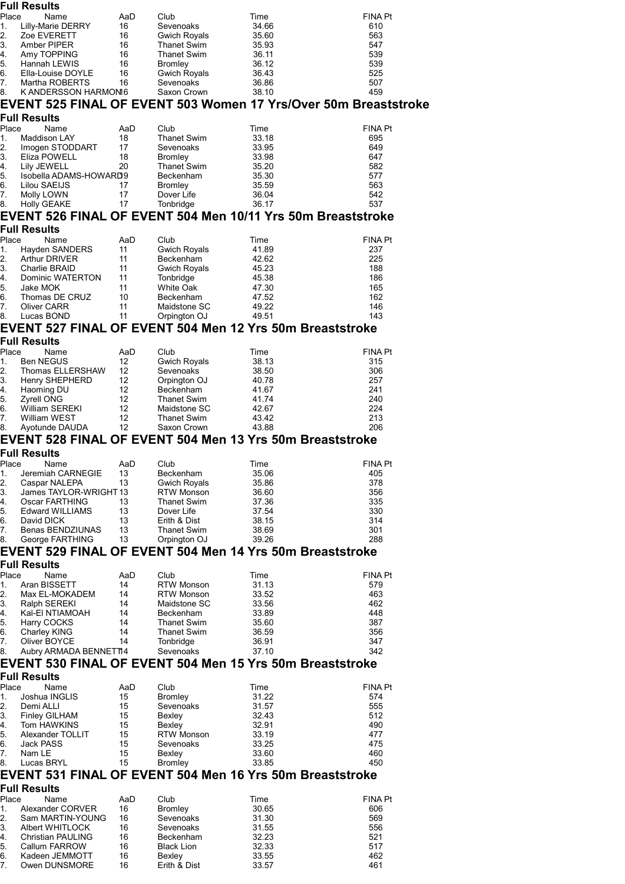**Full Results**

| Place | Name | AaD | Club | Time | FINA Pt |
|---|---|---|---|---|---|
| 1. | Lilly-Marie DERRY | 16 | Sevenoaks | 34.66 | 610 |
| 2. | Zoe EVERETT | 16 | Gwich Royals | 35.60 | 563 |
| 3. | Amber PIPER | 16 | Thanet Swim | 35.93 | 547 |
| 4. | Amy TOPPING | 16 | Thanet Swim | 36.11 | 539 |
| 5. | Hannah LEWIS | 16 | Bromley | 36.12 | 539 |
| 6. | Ella-Louise DOYLE | 16 | Gwich Royals | 36.43 | 525 |
| 7. | Martha ROBERTS | 16 | Sevenoaks | 36.86 | 507 |
| 8. | K ANDERSSON HARMON | 16 | Saxon Crown | 38.10 | 459 |

## EVENT 525 FINAL OF EVENT 503 Women 17 Yrs/Over 50m Breaststroke

**Full Results**

| Place | Name | AaD | Club | Time | FINA Pt |
|---|---|---|---|---|---|
| 1. | Maddison LAY | 18 | Thanet Swim | 33.18 | 695 |
| 2. | Imogen STODDART | 17 | Sevenoaks | 33.95 | 649 |
| 3. | Eliza POWELL | 18 | Bromley | 33.98 | 647 |
| 4. | Lily JEWELL | 20 | Thanet Swim | 35.20 | 582 |
| 5. | Isobella ADAMS-HOWARD | 19 | Beckenham | 35.30 | 577 |
| 6. | Lilou SAEIJS | 17 | Bromley | 35.59 | 563 |
| 7. | Molly LOWN | 17 | Dover Life | 36.04 | 542 |
| 8. | Holly GEAKE | 17 | Tonbridge | 36.17 | 537 |

## EVENT 526 FINAL OF EVENT 504 Men 10/11 Yrs 50m Breaststroke

**Full Results**

| Place | Name | AaD | Club | Time | FINA Pt |
|---|---|---|---|---|---|
| 1. | Hayden SANDERS | 11 | Gwich Royals | 41.89 | 237 |
| 2. | Arthur DRIVER | 11 | Beckenham | 42.62 | 225 |
| 3. | Charlie BRAID | 11 | Gwich Royals | 45.23 | 188 |
| 4. | Dominic WATERTON | 11 | Tonbridge | 45.38 | 186 |
| 5. | Jake MOK | 11 | White Oak | 47.30 | 165 |
| 6. | Thomas DE CRUZ | 10 | Beckenham | 47.52 | 162 |
| 7. | Oliver CARR | 11 | Maidstone SC | 49.22 | 146 |
| 8. | Lucas BOND | 11 | Orpington OJ | 49.51 | 143 |

## EVENT 527 FINAL OF EVENT 504 Men 12 Yrs 50m Breaststroke

**Full Results**

| Place | Name | AaD | Club | Time | FINA Pt |
|---|---|---|---|---|---|
| 1. | Ben NEGUS | 12 | Gwich Royals | 38.13 | 315 |
| 2. | Thomas ELLERSHAW | 12 | Sevenoaks | 38.50 | 306 |
| 3. | Henry SHEPHERD | 12 | Orpington OJ | 40.78 | 257 |
| 4. | Haoming DU | 12 | Beckenham | 41.67 | 241 |
| 5. | Zyrell ONG | 12 | Thanet Swim | 41.74 | 240 |
| 6. | William SEREKI | 12 | Maidstone SC | 42.67 | 224 |
| 7. | William WEST | 12 | Thanet Swim | 43.42 | 213 |
| 8. | Ayotunde DAUDA | 12 | Saxon Crown | 43.88 | 206 |

## EVENT 528 FINAL OF EVENT 504 Men 13 Yrs 50m Breaststroke

**Full Results**

| Place | Name | AaD | Club | Time | FINA Pt |
|---|---|---|---|---|---|
| 1. | Jeremiah CARNEGIE | 13 | Beckenham | 35.06 | 405 |
| 2. | Caspar NALEPA | 13 | Gwich Royals | 35.86 | 378 |
| 3. | James TAYLOR-WRIGHT | 13 | RTW Monson | 36.60 | 356 |
| 4. | Oscar FARTHING | 13 | Thanet Swim | 37.36 | 335 |
| 5. | Edward WILLIAMS | 13 | Dover Life | 37.54 | 330 |
| 6. | David DICK | 13 | Erith & Dist | 38.15 | 314 |
| 7. | Benas BENDZIUNAS | 13 | Thanet Swim | 38.69 | 301 |
| 8. | George FARTHING | 13 | Orpington OJ | 39.26 | 288 |

## EVENT 529 FINAL OF EVENT 504 Men 14 Yrs 50m Breaststroke

**Full Results**

| Place | Name | AaD | Club | Time | FINA Pt |
|---|---|---|---|---|---|
| 1. | Aran BISSETT | 14 | RTW Monson | 31.13 | 579 |
| 2. | Max EL-MOKADEM | 14 | RTW Monson | 33.52 | 463 |
| 3. | Ralph SEREKI | 14 | Maidstone SC | 33.56 | 462 |
| 4. | Kal-El NTIAMOAH | 14 | Beckenham | 33.89 | 448 |
| 5. | Harry COCKS | 14 | Thanet Swim | 35.60 | 387 |
| 6. | Charley KING | 14 | Thanet Swim | 36.59 | 356 |
| 7. | Oliver BOYCE | 14 | Tonbridge | 36.91 | 347 |
| 8. | Aubry ARMADA BENNETT | 14 | Sevenoaks | 37.10 | 342 |

## EVENT 530 FINAL OF EVENT 504 Men 15 Yrs 50m Breaststroke

**Full Results**

| Place | Name | AaD | Club | Time | FINA Pt |
|---|---|---|---|---|---|
| 1. | Joshua INGLIS | 15 | Bromley | 31.22 | 574 |
| 2. | Demi ALLI | 15 | Sevenoaks | 31.57 | 555 |
| 3. | Finley GILHAM | 15 | Bexley | 32.43 | 512 |
| 4. | Tom HAWKINS | 15 | Bexley | 32.91 | 490 |
| 5. | Alexander TOLLIT | 15 | RTW Monson | 33.19 | 477 |
| 6. | Jack PASS | 15 | Sevenoaks | 33.25 | 475 |
| 7. | Nam LE | 15 | Bexley | 33.60 | 460 |
| 8. | Lucas BRYL | 15 | Bromley | 33.85 | 450 |

## EVENT 531 FINAL OF EVENT 504 Men 16 Yrs 50m Breaststroke

**Full Results**

| Place | Name | AaD | Club | Time | FINA Pt |
|---|---|---|---|---|---|
| 1. | Alexander CORVER | 16 | Bromley | 30.65 | 606 |
| 2. | Sam MARTIN-YOUNG | 16 | Sevenoaks | 31.30 | 569 |
| 3. | Albert WHITLOCK | 16 | Sevenoaks | 31.55 | 556 |
| 4. | Christian PAULING | 16 | Beckenham | 32.23 | 521 |
| 5. | Callum FARROW | 16 | Black Lion | 32.33 | 517 |
| 6. | Kadeen JEMMOTT | 16 | Bexley | 33.55 | 462 |
| 7. | Owen DUNSMORE | 16 | Erith & Dist | 33.57 | 461 |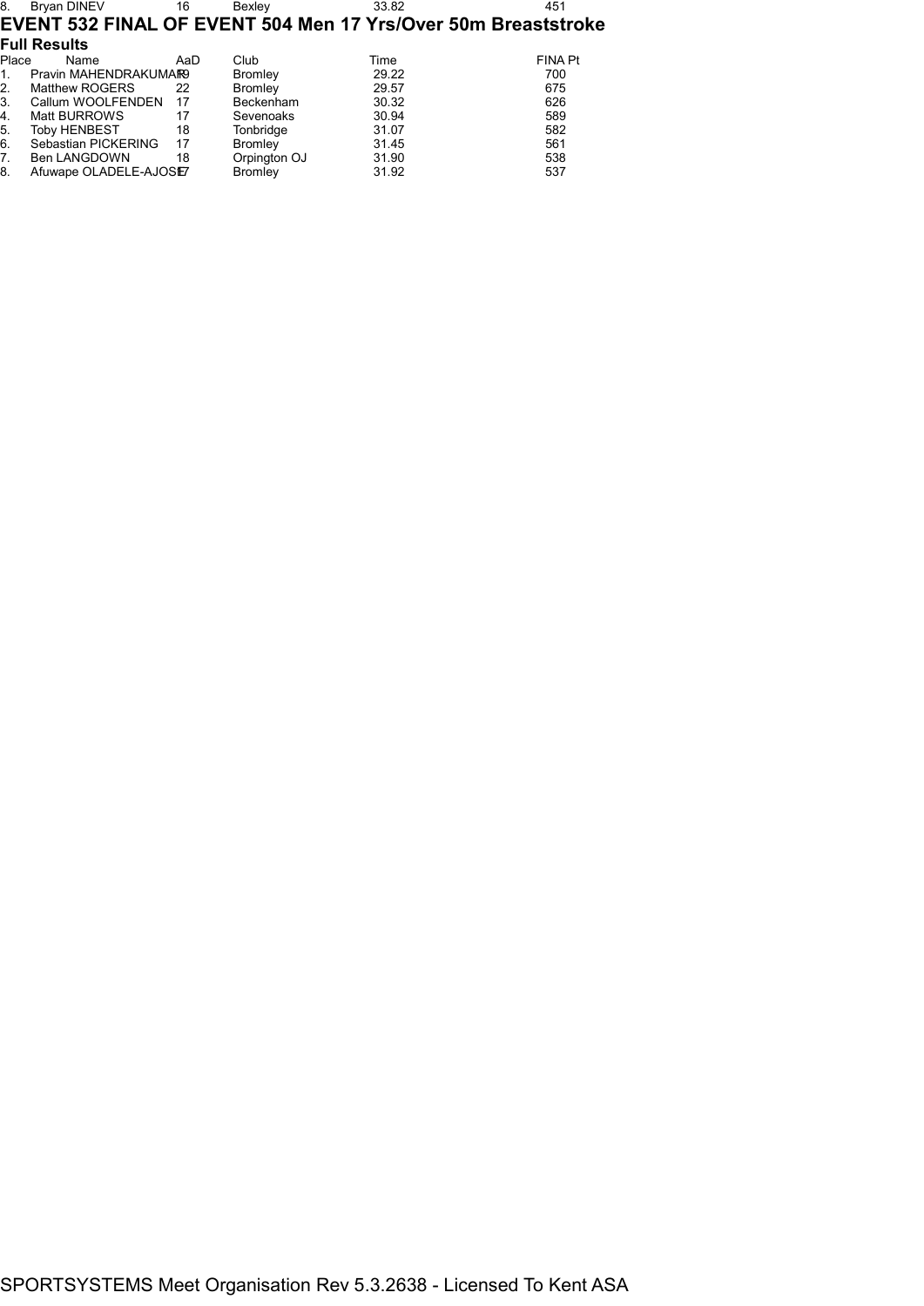| | | | | | |
|---|---|---|---|---|---|
| 8. | Bryan DINEV | 16 | Bexley | 33.82 | 451 |

## EVENT 532 FINAL OF EVENT 504 Men 17 Yrs/Over 50m Breaststroke

### Full Results

| Place | Name | AaD | Club | Time | FINA Pt |
|---|---|---|---|---|---|
| 1. | Pravin MAHENDRAKUMAR | 19 | Bromley | 29.22 | 700 |
| 2. | Matthew ROGERS | 22 | Bromley | 29.57 | 675 |
| 3. | Callum WOOLFENDEN | 17 | Beckenham | 30.32 | 626 |
| 4. | Matt BURROWS | 17 | Sevenoaks | 30.94 | 589 |
| 5. | Toby HENBEST | 18 | Tonbridge | 31.07 | 582 |
| 6. | Sebastian PICKERING | 17 | Bromley | 31.45 | 561 |
| 7. | Ben LANGDOWN | 18 | Orpington OJ | 31.90 | 538 |
| 8. | Afuwape OLADELE-AJOSE | 17 | Bromley | 31.92 | 537 |

SPORTSYSTEMS Meet Organisation Rev 5.3.2638 - Licensed To Kent ASA